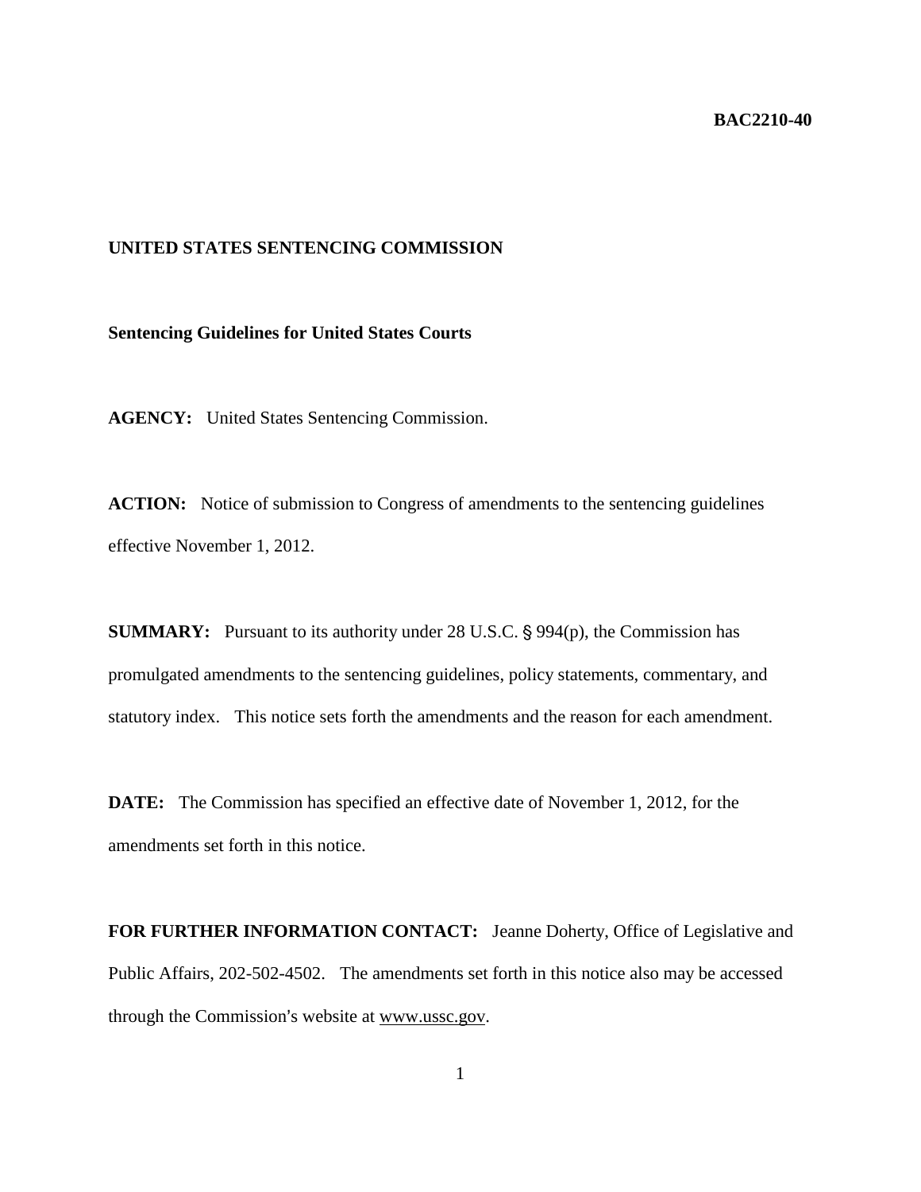**BAC2210-40**

**UNITED STATES SENTENCING COMMISSION**

**Sentencing Guidelines for United States Courts**

**AGENCY:** United States Sentencing Commission.

**ACTION:** Notice of submission to Congress of amendments to the sentencing guidelines effective November 1, 2012.

**SUMMARY:** Pursuant to its authority under 28 U.S.C. § 994(p), the Commission has promulgated amendments to the sentencing guidelines, policy statements, commentary, and statutory index. This notice sets forth the amendments and the reason for each amendment.

**DATE:** The Commission has specified an effective date of November 1, 2012, for the amendments set forth in this notice.

**FOR FURTHER INFORMATION CONTACT:** Jeanne Doherty, Office of Legislative and Public Affairs, 202-502-4502. The amendments set forth in this notice also may be accessed through the Commission's website at www.ussc.gov.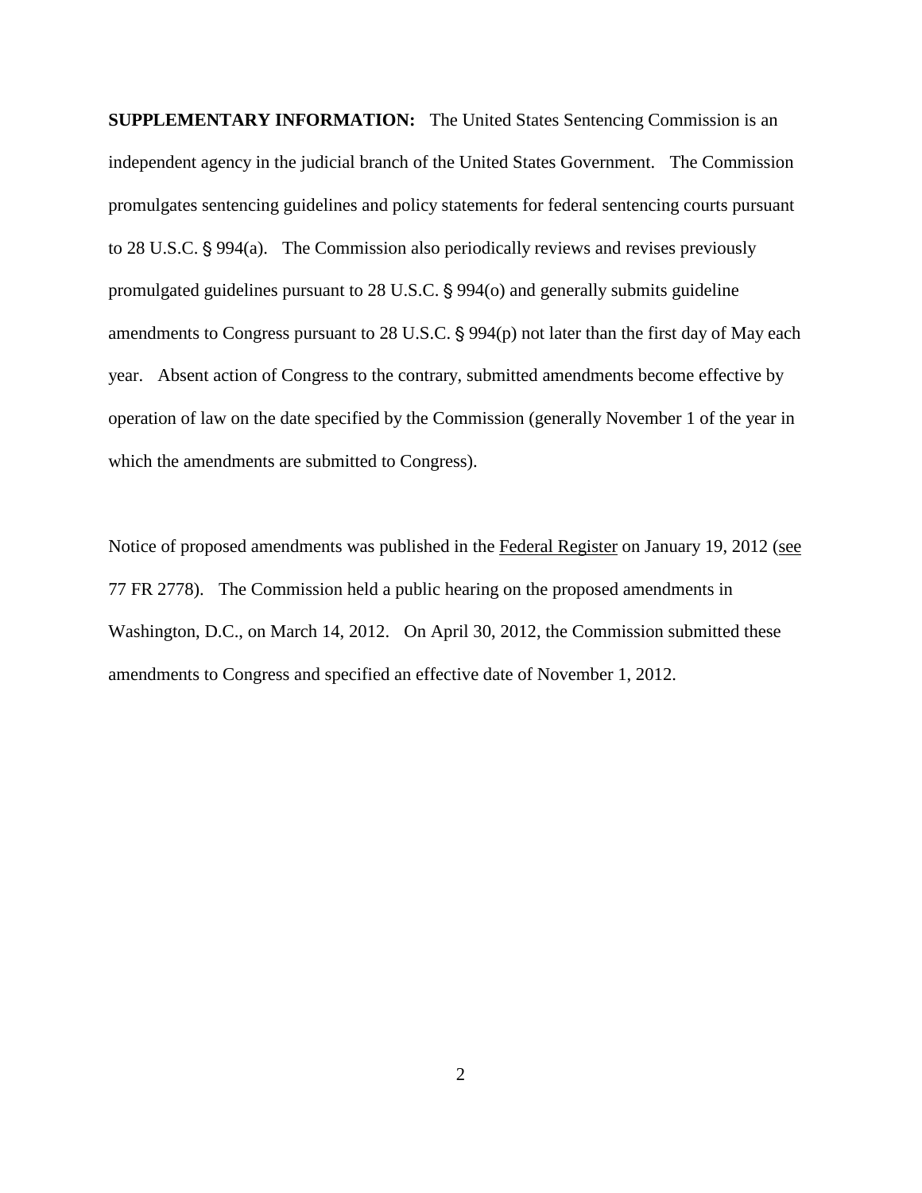**SUPPLEMENTARY INFORMATION:** The United States Sentencing Commission is an independent agency in the judicial branch of the United States Government. The Commission promulgates sentencing guidelines and policy statements for federal sentencing courts pursuant to 28 U.S.C. § 994(a). The Commission also periodically reviews and revises previously promulgated guidelines pursuant to 28 U.S.C. § 994(o) and generally submits guideline amendments to Congress pursuant to 28 U.S.C. § 994(p) not later than the first day of May each year. Absent action of Congress to the contrary, submitted amendments become effective by operation of law on the date specified by the Commission (generally November 1 of the year in which the amendments are submitted to Congress).

Notice of proposed amendments was published in the Federal Register on January 19, 2012 (see 77 FR 2778). The Commission held a public hearing on the proposed amendments in Washington, D.C., on March 14, 2012. On April 30, 2012, the Commission submitted these amendments to Congress and specified an effective date of November 1, 2012.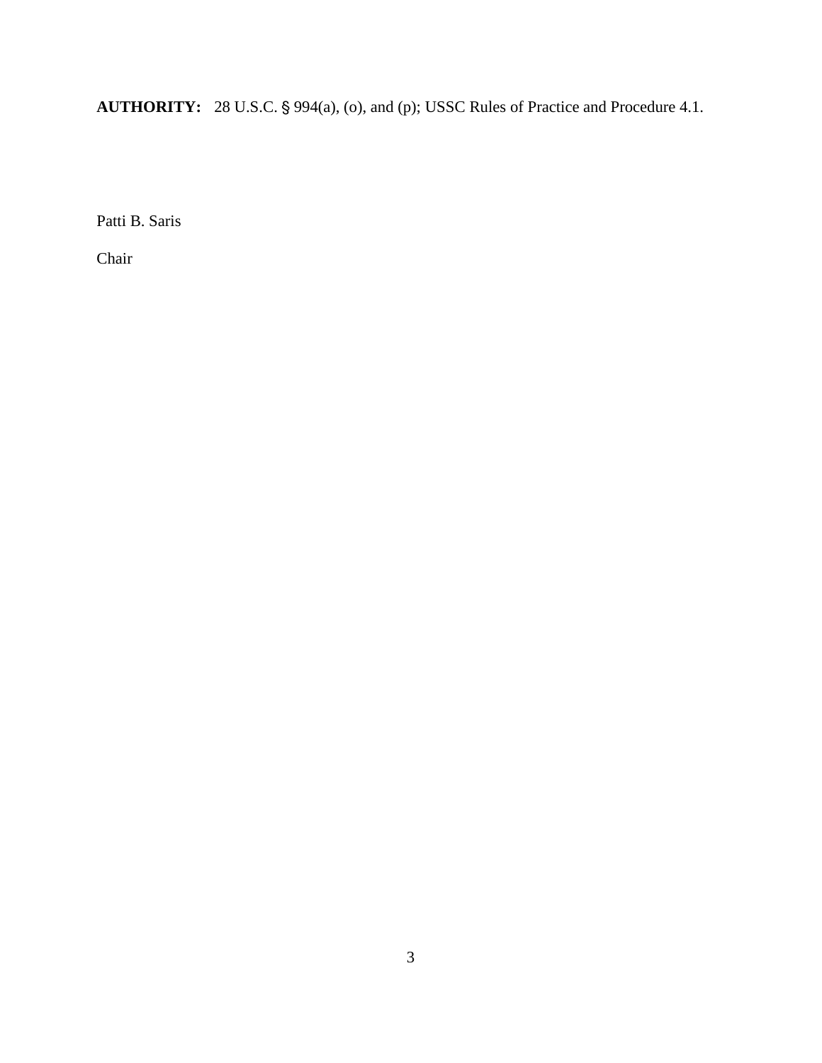**AUTHORITY:** 28 U.S.C. § 994(a), (o), and (p); USSC Rules of Practice and Procedure 4.1.

Patti B. Saris

Chair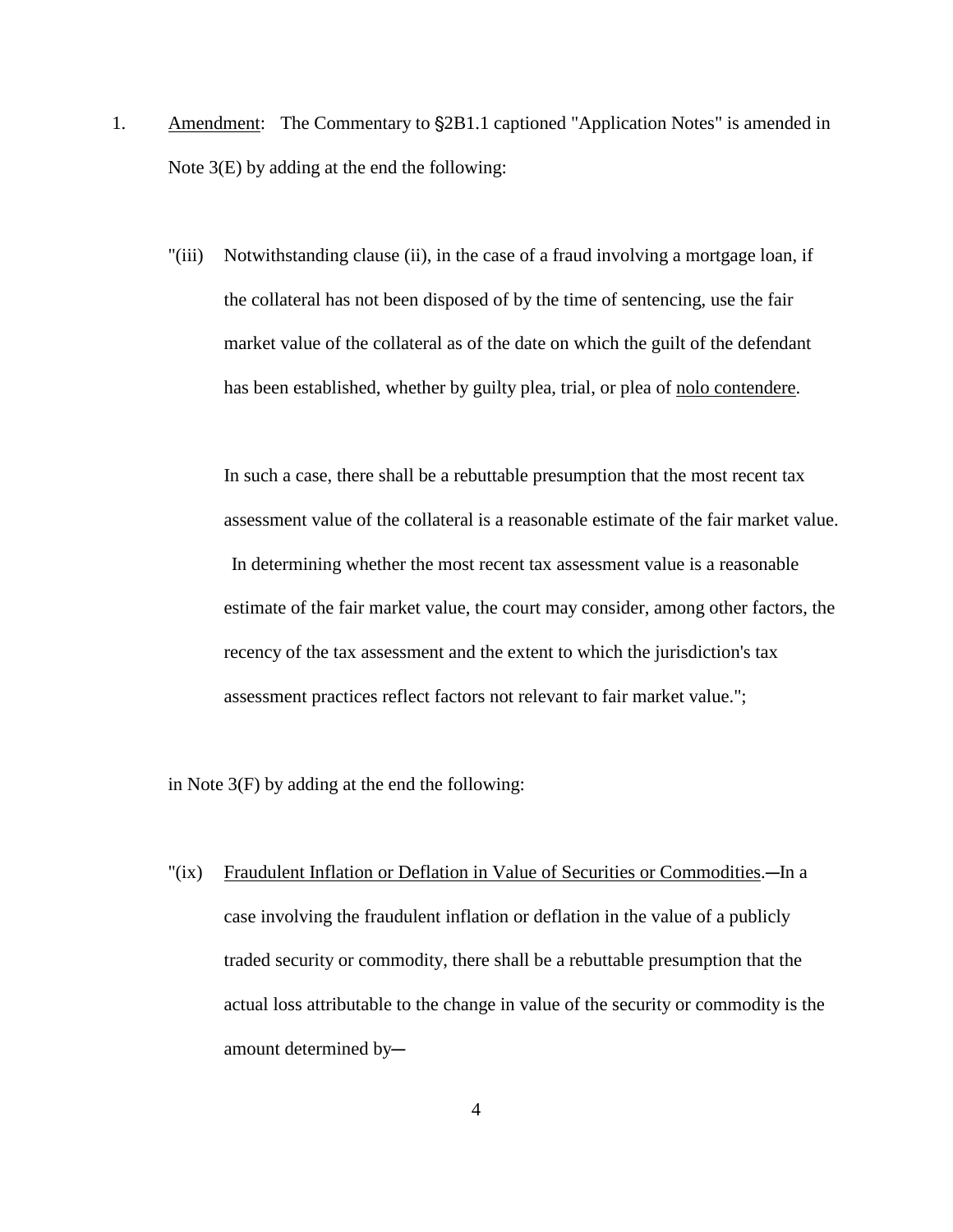1. Amendment: The Commentary to §2B1.1 captioned "Application Notes" is amended in Note 3(E) by adding at the end the following:

"(iii) Notwithstanding clause (ii), in the case of a fraud involving a mortgage loan, if the collateral has not been disposed of by the time of sentencing, use the fair market value of the collateral as of the date on which the guilt of the defendant has been established, whether by guilty plea, trial, or plea of nolo contendere.

In such a case, there shall be a rebuttable presumption that the most recent tax assessment value of the collateral is a reasonable estimate of the fair market value. In determining whether the most recent tax assessment value is a reasonable estimate of the fair market value, the court may consider, among other factors, the recency of the tax assessment and the extent to which the jurisdiction's tax assessment practices reflect factors not relevant to fair market value.";

in Note 3(F) by adding at the end the following:

"(ix) Fraudulent Inflation or Deflation in Value of Securities or Commodities.—In a case involving the fraudulent inflation or deflation in the value of a publicly traded security or commodity, there shall be a rebuttable presumption that the actual loss attributable to the change in value of the security or commodity is the amount determined by—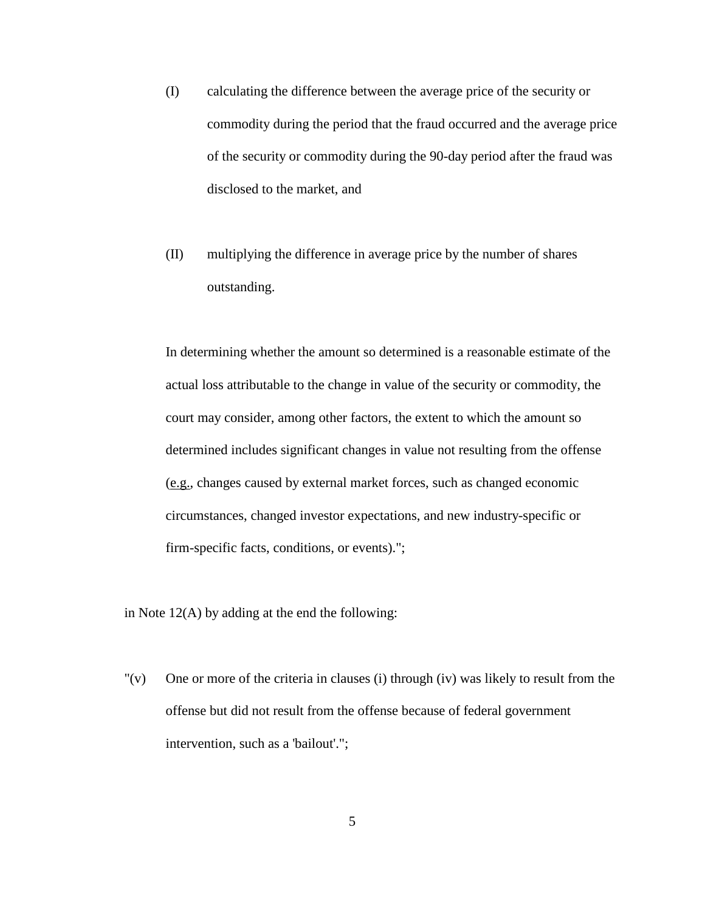(I) calculating the difference between the average price of the security or commodity during the period that the fraud occurred and the average price of the security or commodity during the 90-day period after the fraud was disclosed to the market, and

(II) multiplying the difference in average price by the number of shares outstanding.

In determining whether the amount so determined is a reasonable estimate of the actual loss attributable to the change in value of the security or commodity, the court may consider, among other factors, the extent to which the amount so determined includes significant changes in value not resulting from the offense (e.g., changes caused by external market forces, such as changed economic circumstances, changed investor expectations, and new industry-specific or firm-specific facts, conditions, or events).";

in Note 12(A) by adding at the end the following:

"(v) One or more of the criteria in clauses (i) through (iv) was likely to result from the offense but did not result from the offense because of federal government intervention, such as a 'bailout'.";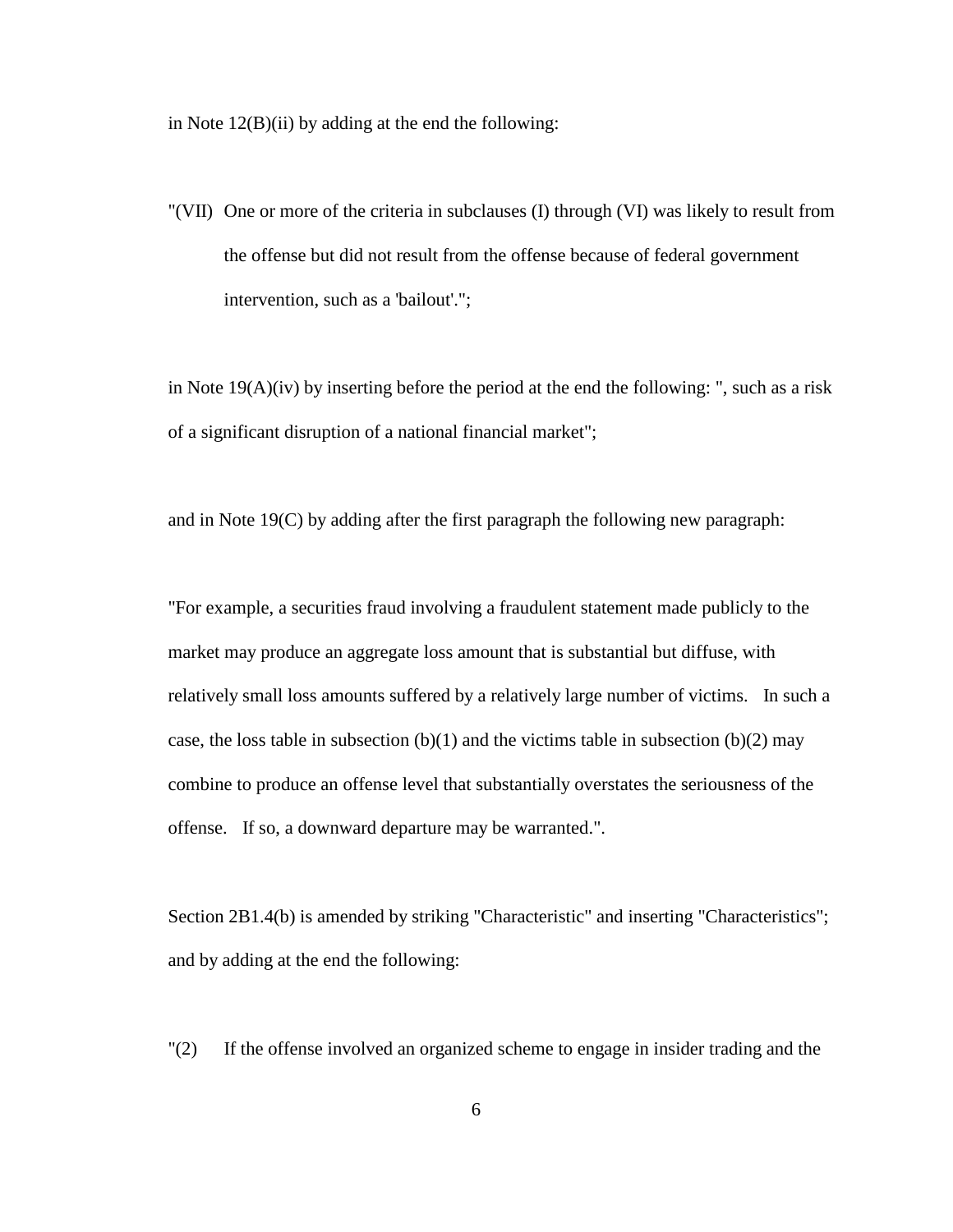in Note 12(B)(ii) by adding at the end the following:

"(VII) One or more of the criteria in subclauses (I) through (VI) was likely to result from the offense but did not result from the offense because of federal government intervention, such as a 'bailout'.";

in Note 19(A)(iv) by inserting before the period at the end the following: ", such as a risk of a significant disruption of a national financial market";

and in Note 19(C) by adding after the first paragraph the following new paragraph:

"For example, a securities fraud involving a fraudulent statement made publicly to the market may produce an aggregate loss amount that is substantial but diffuse, with relatively small loss amounts suffered by a relatively large number of victims. In such a case, the loss table in subsection (b)(1) and the victims table in subsection (b)(2) may combine to produce an offense level that substantially overstates the seriousness of the offense. If so, a downward departure may be warranted.".

Section 2B1.4(b) is amended by striking "Characteristic" and inserting "Characteristics"; and by adding at the end the following:

"(2) If the offense involved an organized scheme to engage in insider trading and the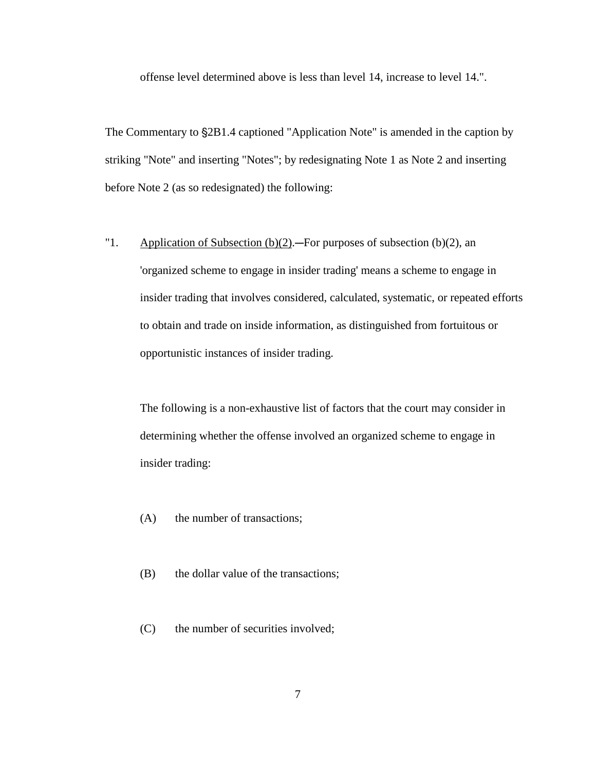offense level determined above is less than level 14, increase to level 14.".

The Commentary to §2B1.4 captioned "Application Note" is amended in the caption by striking "Note" and inserting "Notes"; by redesignating Note 1 as Note 2 and inserting before Note 2 (as so redesignated) the following:

"1. <u>Application of Subsection (b)(2)</u>.―For purposes of subsection (b)(2), an 'organized scheme to engage in insider trading' means a scheme to engage in insider trading that involves considered, calculated, systematic, or repeated efforts to obtain and trade on inside information, as distinguished from fortuitous or opportunistic instances of insider trading.

The following is a non-exhaustive list of factors that the court may consider in determining whether the offense involved an organized scheme to engage in insider trading:

(A) the number of transactions;

(B) the dollar value of the transactions;

(C) the number of securities involved;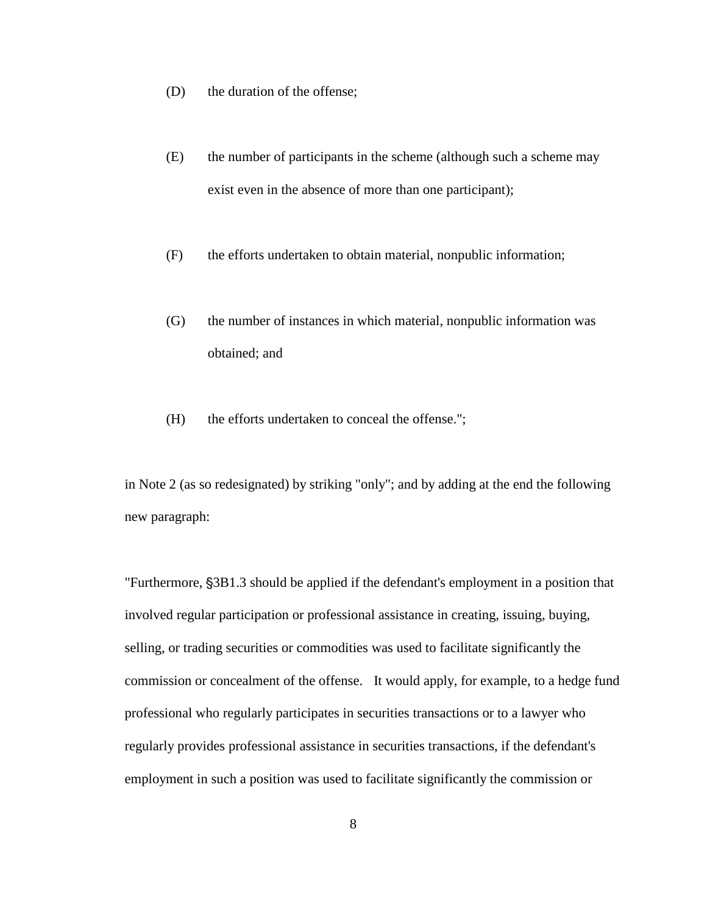(D) the duration of the offense;

(E) the number of participants in the scheme (although such a scheme may exist even in the absence of more than one participant);

(F) the efforts undertaken to obtain material, nonpublic information;

(G) the number of instances in which material, nonpublic information was obtained; and

(H) the efforts undertaken to conceal the offense.";

in Note 2 (as so redesignated) by striking "only"; and by adding at the end the following new paragraph:

"Furthermore, §3B1.3 should be applied if the defendant's employment in a position that involved regular participation or professional assistance in creating, issuing, buying, selling, or trading securities or commodities was used to facilitate significantly the commission or concealment of the offense. It would apply, for example, to a hedge fund professional who regularly participates in securities transactions or to a lawyer who regularly provides professional assistance in securities transactions, if the defendant's employment in such a position was used to facilitate significantly the commission or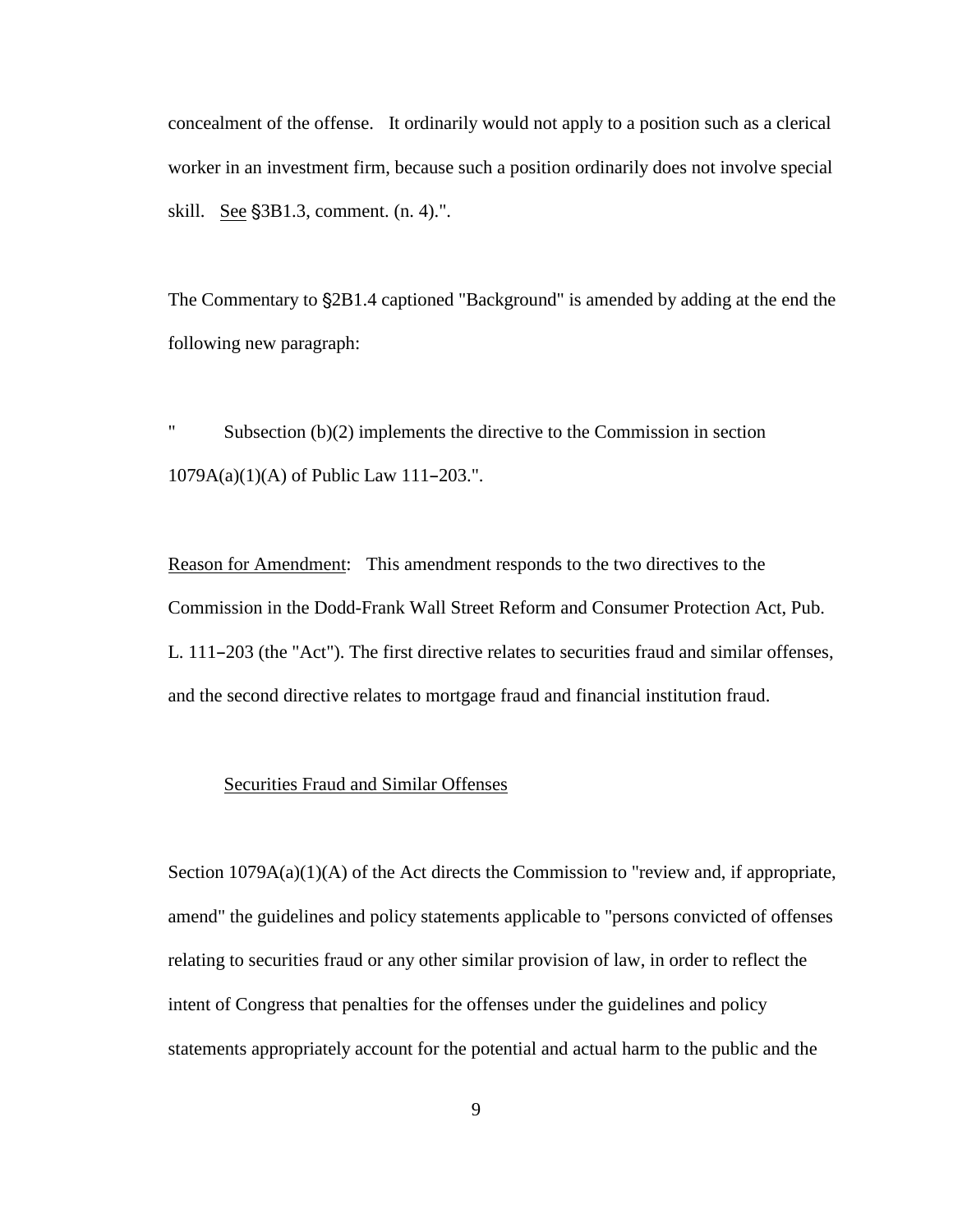concealment of the offense. It ordinarily would not apply to a position such as a clerical worker in an investment firm, because such a position ordinarily does not involve special skill. See §3B1.3, comment. (n. 4).".

The Commentary to §2B1.4 captioned "Background" is amended by adding at the end the following new paragraph:

" Subsection (b)(2) implements the directive to the Commission in section 1079A(a)(1)(A) of Public Law 111–203.".

Reason for Amendment: This amendment responds to the two directives to the Commission in the Dodd-Frank Wall Street Reform and Consumer Protection Act, Pub. L. 111–203 (the "Act"). The first directive relates to securities fraud and similar offenses, and the second directive relates to mortgage fraud and financial institution fraud.

Securities Fraud and Similar Offenses

Section 1079A(a)(1)(A) of the Act directs the Commission to "review and, if appropriate, amend" the guidelines and policy statements applicable to "persons convicted of offenses relating to securities fraud or any other similar provision of law, in order to reflect the intent of Congress that penalties for the offenses under the guidelines and policy statements appropriately account for the potential and actual harm to the public and the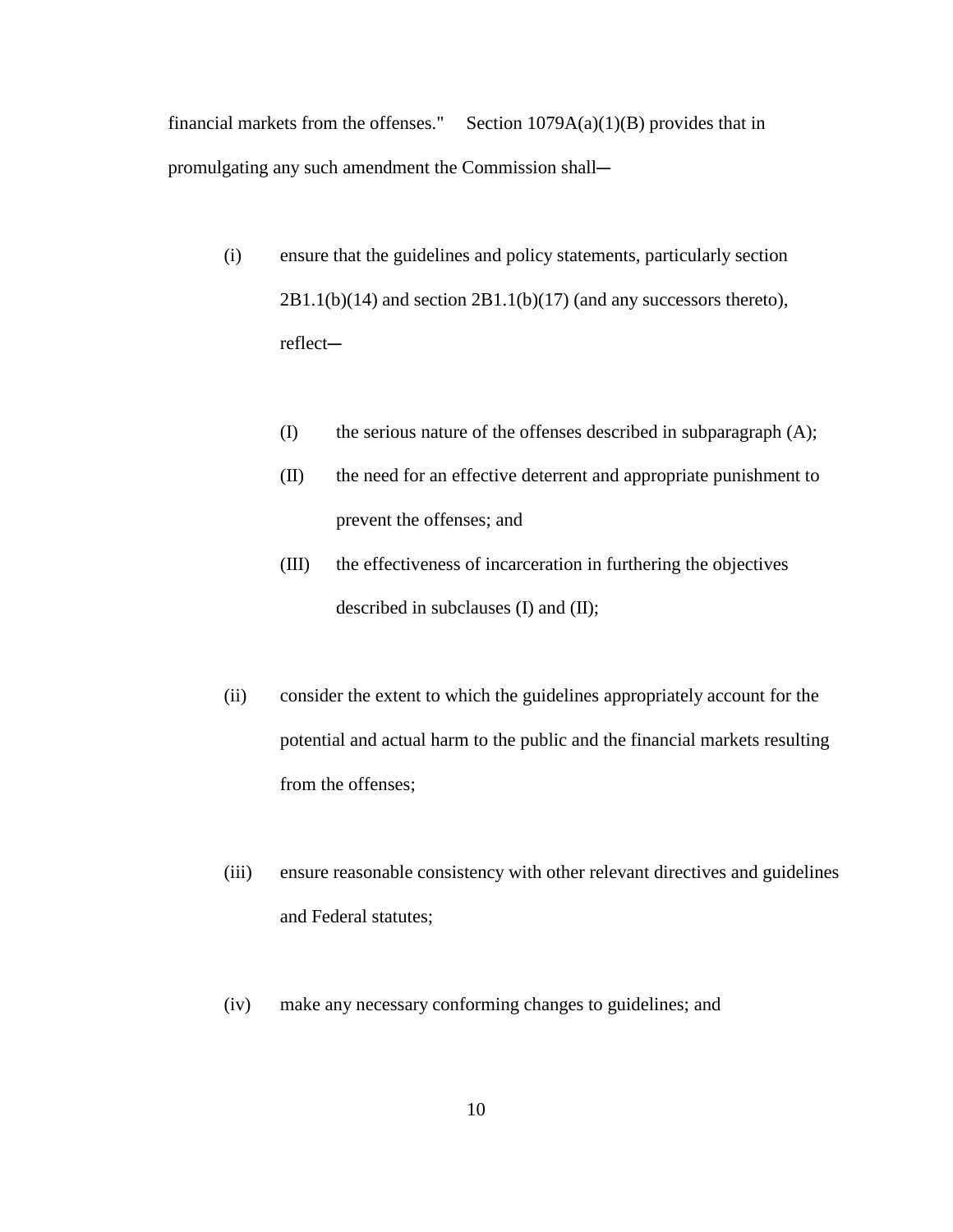financial markets from the offenses." Section 1079A(a)(1)(B) provides that in promulgating any such amendment the Commission shall—

(i) ensure that the guidelines and policy statements, particularly section 2B1.1(b)(14) and section 2B1.1(b)(17) (and any successors thereto), reflect—

(I) the serious nature of the offenses described in subparagraph (A);

(II) the need for an effective deterrent and appropriate punishment to prevent the offenses; and

(III) the effectiveness of incarceration in furthering the objectives described in subclauses (I) and (II);

(ii) consider the extent to which the guidelines appropriately account for the potential and actual harm to the public and the financial markets resulting from the offenses;

(iii) ensure reasonable consistency with other relevant directives and guidelines and Federal statutes;

(iv) make any necessary conforming changes to guidelines; and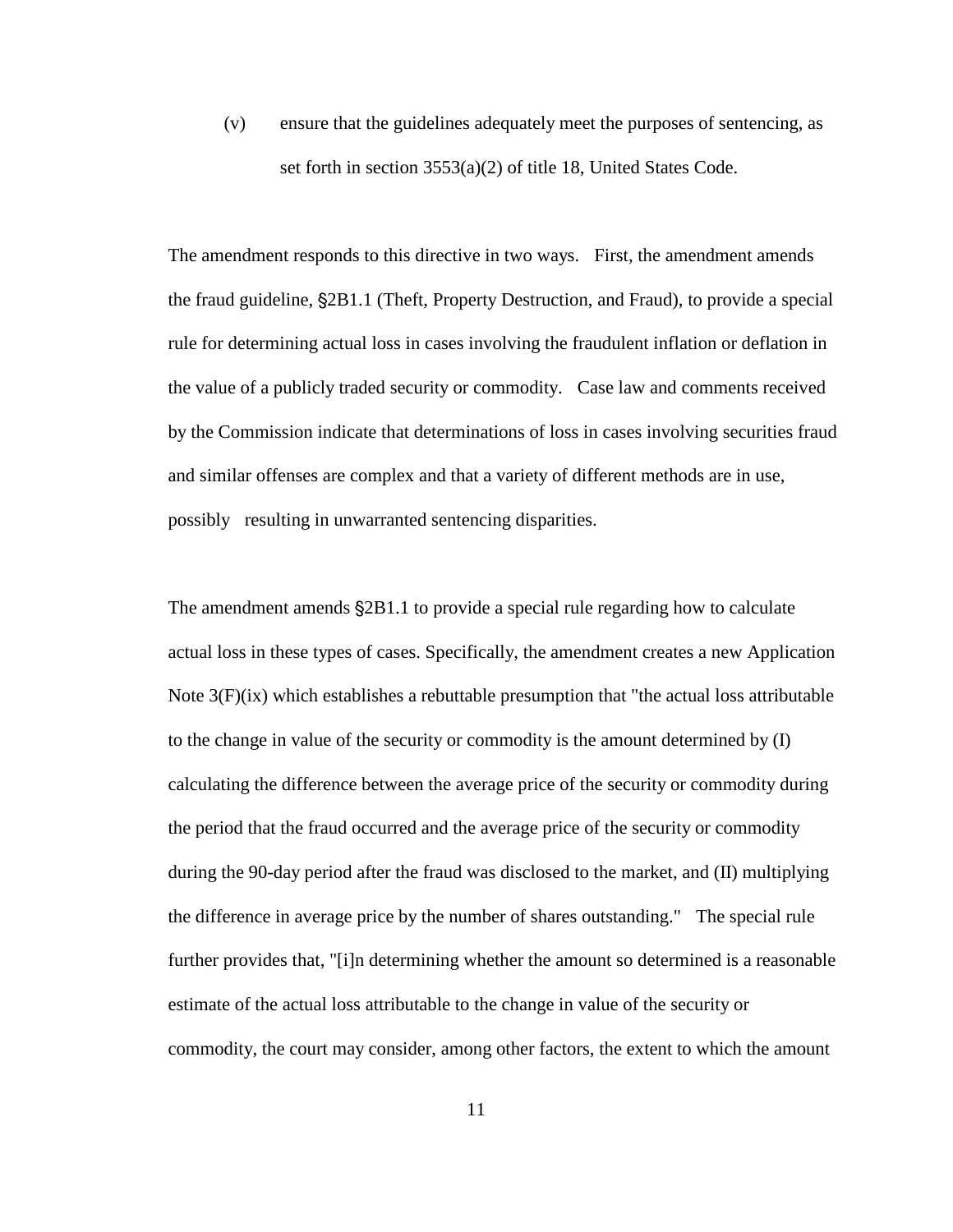(v) ensure that the guidelines adequately meet the purposes of sentencing, as set forth in section 3553(a)(2) of title 18, United States Code.

The amendment responds to this directive in two ways. First, the amendment amends the fraud guideline, §2B1.1 (Theft, Property Destruction, and Fraud), to provide a special rule for determining actual loss in cases involving the fraudulent inflation or deflation in the value of a publicly traded security or commodity. Case law and comments received by the Commission indicate that determinations of loss in cases involving securities fraud and similar offenses are complex and that a variety of different methods are in use, possibly resulting in unwarranted sentencing disparities.

The amendment amends §2B1.1 to provide a special rule regarding how to calculate actual loss in these types of cases. Specifically, the amendment creates a new Application Note 3(F)(ix) which establishes a rebuttable presumption that "the actual loss attributable to the change in value of the security or commodity is the amount determined by (I) calculating the difference between the average price of the security or commodity during the period that the fraud occurred and the average price of the security or commodity during the 90-day period after the fraud was disclosed to the market, and (II) multiplying the difference in average price by the number of shares outstanding." The special rule further provides that, "[i]n determining whether the amount so determined is a reasonable estimate of the actual loss attributable to the change in value of the security or commodity, the court may consider, among other factors, the extent to which the amount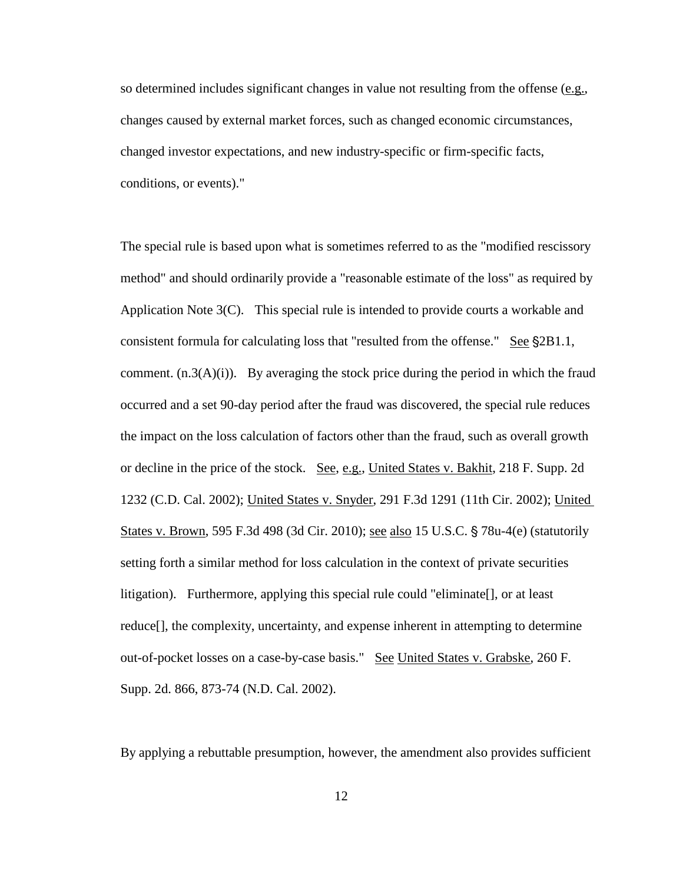so determined includes significant changes in value not resulting from the offense (e.g., changes caused by external market forces, such as changed economic circumstances, changed investor expectations, and new industry-specific or firm-specific facts, conditions, or events)."

The special rule is based upon what is sometimes referred to as the "modified rescissory method" and should ordinarily provide a "reasonable estimate of the loss" as required by Application Note 3(C). This special rule is intended to provide courts a workable and consistent formula for calculating loss that "resulted from the offense." See §2B1.1, comment. (n.3(A)(i)). By averaging the stock price during the period in which the fraud occurred and a set 90-day period after the fraud was discovered, the special rule reduces the impact on the loss calculation of factors other than the fraud, such as overall growth or decline in the price of the stock. See, e.g., United States v. Bakhit, 218 F. Supp. 2d 1232 (C.D. Cal. 2002); United States v. Snyder, 291 F.3d 1291 (11th Cir. 2002); United States v. Brown, 595 F.3d 498 (3d Cir. 2010); see also 15 U.S.C. § 78u-4(e) (statutorily setting forth a similar method for loss calculation in the context of private securities litigation). Furthermore, applying this special rule could "eliminate[], or at least reduce[], the complexity, uncertainty, and expense inherent in attempting to determine out-of-pocket losses on a case-by-case basis." See United States v. Grabske, 260 F. Supp. 2d. 866, 873-74 (N.D. Cal. 2002).

By applying a rebuttable presumption, however, the amendment also provides sufficient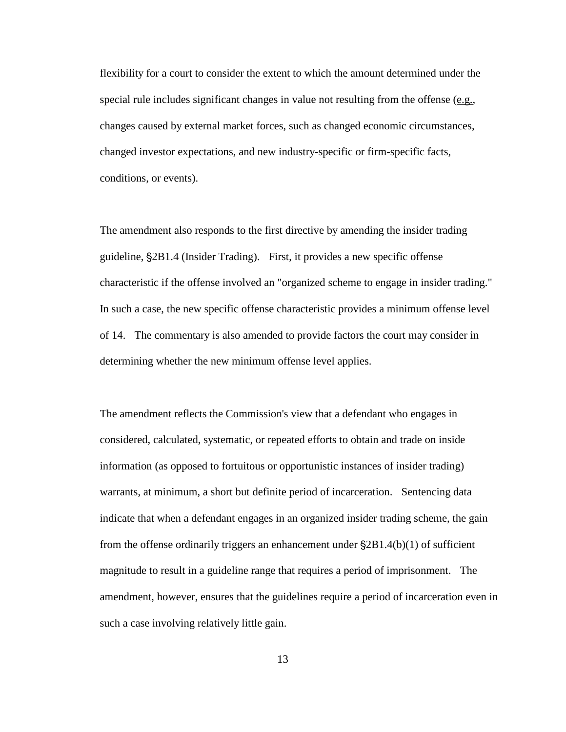flexibility for a court to consider the extent to which the amount determined under the special rule includes significant changes in value not resulting from the offense (e.g., changes caused by external market forces, such as changed economic circumstances, changed investor expectations, and new industry-specific or firm-specific facts, conditions, or events).

The amendment also responds to the first directive by amending the insider trading guideline, §2B1.4 (Insider Trading). First, it provides a new specific offense characteristic if the offense involved an "organized scheme to engage in insider trading." In such a case, the new specific offense characteristic provides a minimum offense level of 14. The commentary is also amended to provide factors the court may consider in determining whether the new minimum offense level applies.

The amendment reflects the Commission's view that a defendant who engages in considered, calculated, systematic, or repeated efforts to obtain and trade on inside information (as opposed to fortuitous or opportunistic instances of insider trading) warrants, at minimum, a short but definite period of incarceration. Sentencing data indicate that when a defendant engages in an organized insider trading scheme, the gain from the offense ordinarily triggers an enhancement under §2B1.4(b)(1) of sufficient magnitude to result in a guideline range that requires a period of imprisonment. The amendment, however, ensures that the guidelines require a period of incarceration even in such a case involving relatively little gain.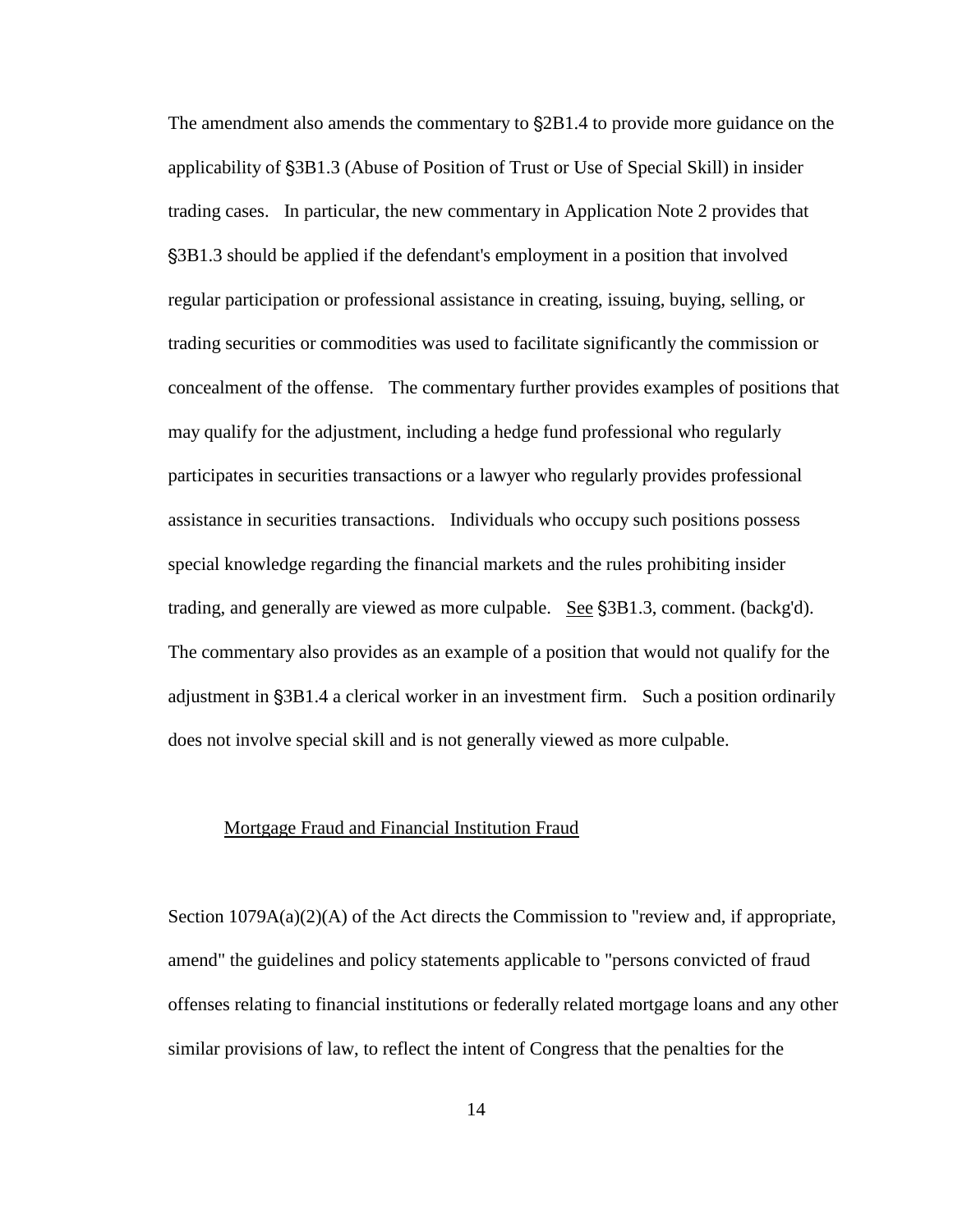The amendment also amends the commentary to §2B1.4 to provide more guidance on the applicability of §3B1.3 (Abuse of Position of Trust or Use of Special Skill) in insider trading cases. In particular, the new commentary in Application Note 2 provides that §3B1.3 should be applied if the defendant's employment in a position that involved regular participation or professional assistance in creating, issuing, buying, selling, or trading securities or commodities was used to facilitate significantly the commission or concealment of the offense. The commentary further provides examples of positions that may qualify for the adjustment, including a hedge fund professional who regularly participates in securities transactions or a lawyer who regularly provides professional assistance in securities transactions. Individuals who occupy such positions possess special knowledge regarding the financial markets and the rules prohibiting insider trading, and generally are viewed as more culpable. See §3B1.3, comment. (backg'd). The commentary also provides as an example of a position that would not qualify for the adjustment in §3B1.4 a clerical worker in an investment firm. Such a position ordinarily does not involve special skill and is not generally viewed as more culpable.

Mortgage Fraud and Financial Institution Fraud

Section 1079A(a)(2)(A) of the Act directs the Commission to "review and, if appropriate, amend" the guidelines and policy statements applicable to "persons convicted of fraud offenses relating to financial institutions or federally related mortgage loans and any other similar provisions of law, to reflect the intent of Congress that the penalties for the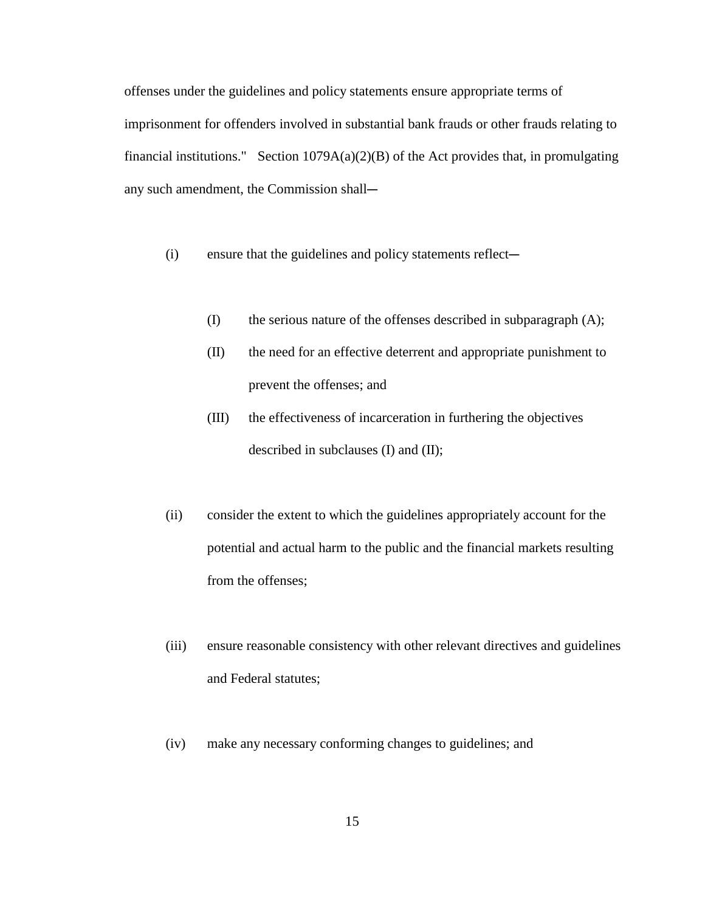offenses under the guidelines and policy statements ensure appropriate terms of imprisonment for offenders involved in substantial bank frauds or other frauds relating to financial institutions." Section 1079A(a)(2)(B) of the Act provides that, in promulgating any such amendment, the Commission shall―

(i) ensure that the guidelines and policy statements reflect―

(I) the serious nature of the offenses described in subparagraph (A);

(II) the need for an effective deterrent and appropriate punishment to prevent the offenses; and

(III) the effectiveness of incarceration in furthering the objectives described in subclauses (I) and (II);

(ii) consider the extent to which the guidelines appropriately account for the potential and actual harm to the public and the financial markets resulting from the offenses;

(iii) ensure reasonable consistency with other relevant directives and guidelines and Federal statutes;

(iv) make any necessary conforming changes to guidelines; and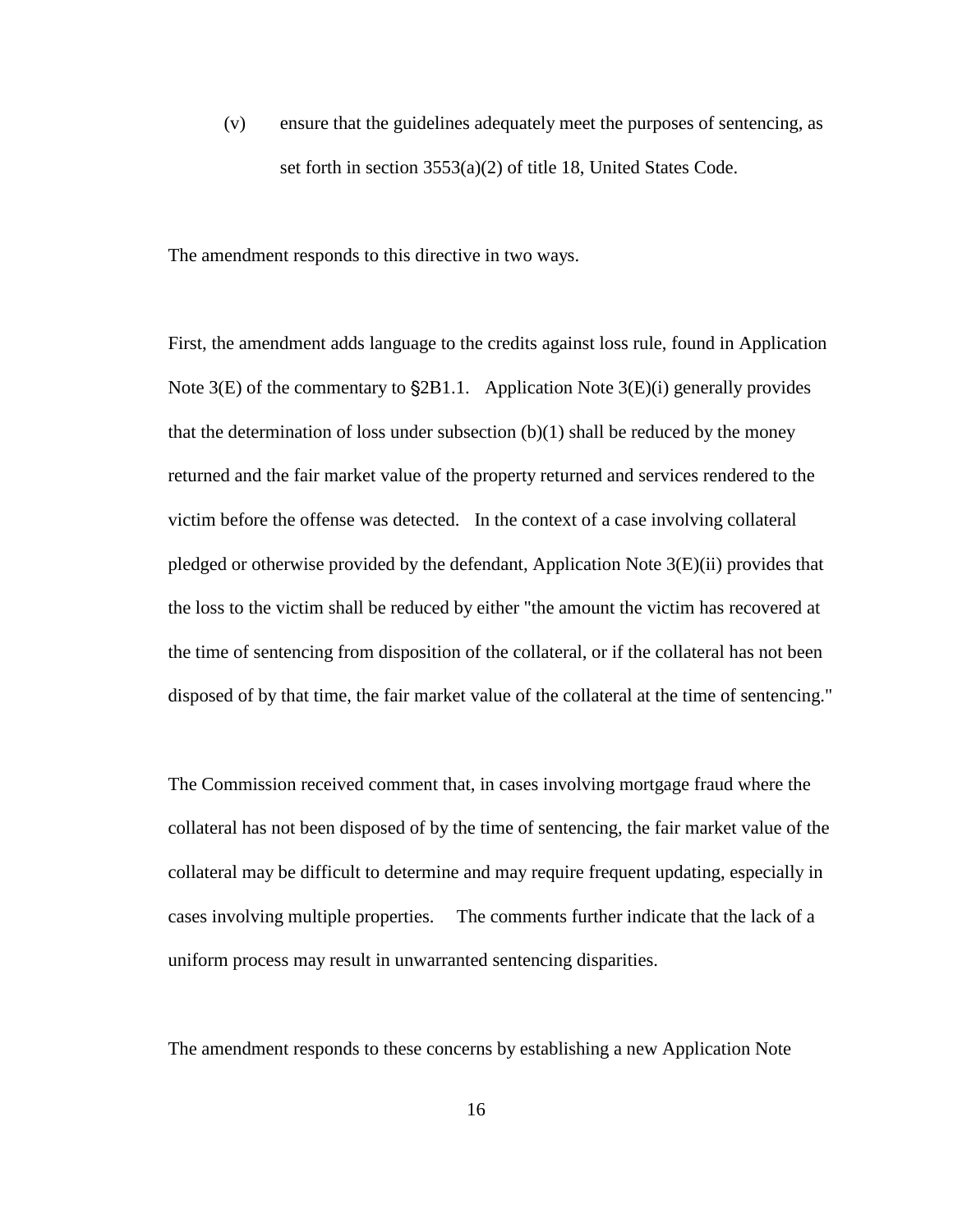(v) ensure that the guidelines adequately meet the purposes of sentencing, as set forth in section 3553(a)(2) of title 18, United States Code.

The amendment responds to this directive in two ways.

First, the amendment adds language to the credits against loss rule, found in Application Note 3(E) of the commentary to §2B1.1. Application Note 3(E)(i) generally provides that the determination of loss under subsection (b)(1) shall be reduced by the money returned and the fair market value of the property returned and services rendered to the victim before the offense was detected. In the context of a case involving collateral pledged or otherwise provided by the defendant, Application Note 3(E)(ii) provides that the loss to the victim shall be reduced by either "the amount the victim has recovered at the time of sentencing from disposition of the collateral, or if the collateral has not been disposed of by that time, the fair market value of the collateral at the time of sentencing."

The Commission received comment that, in cases involving mortgage fraud where the collateral has not been disposed of by the time of sentencing, the fair market value of the collateral may be difficult to determine and may require frequent updating, especially in cases involving multiple properties. The comments further indicate that the lack of a uniform process may result in unwarranted sentencing disparities.

The amendment responds to these concerns by establishing a new Application Note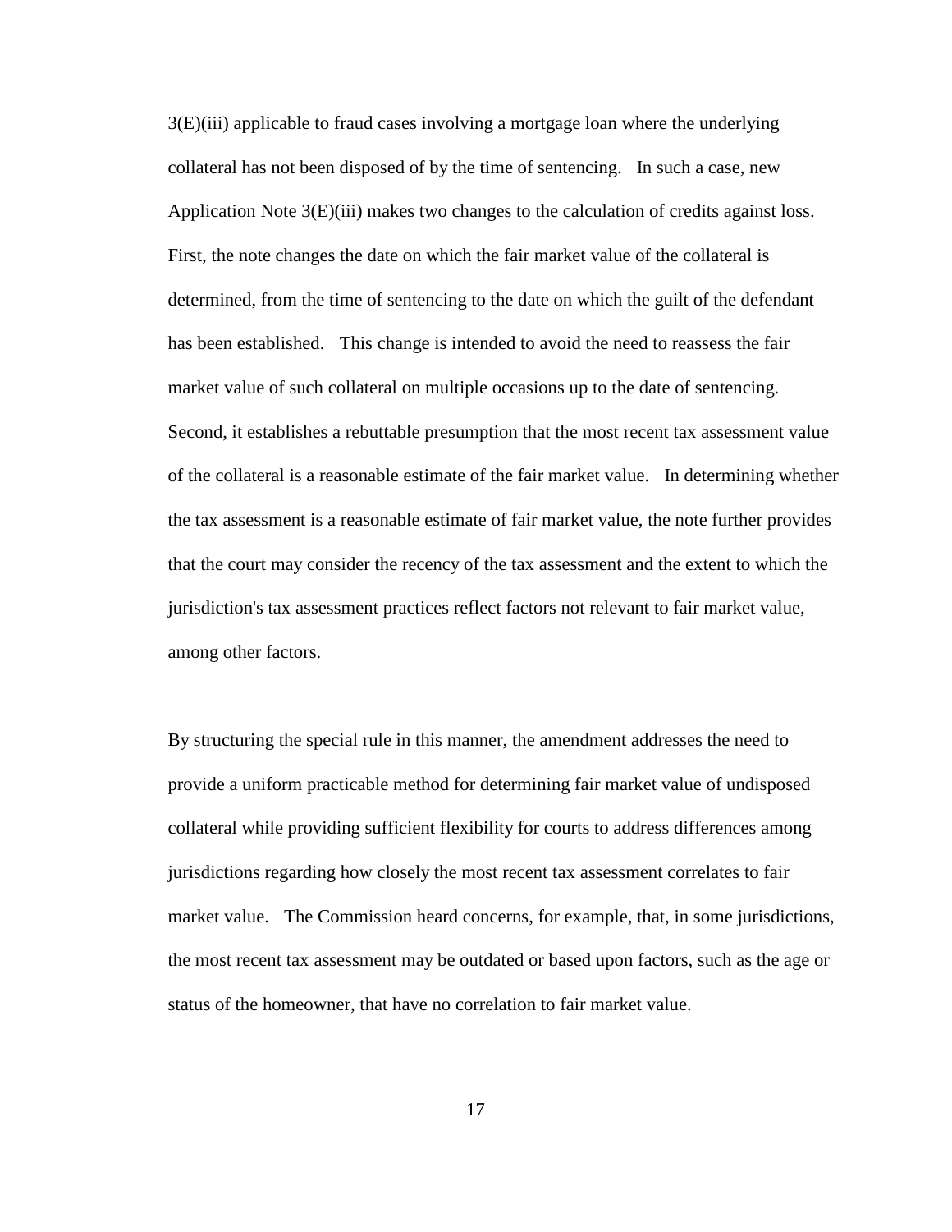3(E)(iii) applicable to fraud cases involving a mortgage loan where the underlying collateral has not been disposed of by the time of sentencing. In such a case, new Application Note 3(E)(iii) makes two changes to the calculation of credits against loss. First, the note changes the date on which the fair market value of the collateral is determined, from the time of sentencing to the date on which the guilt of the defendant has been established. This change is intended to avoid the need to reassess the fair market value of such collateral on multiple occasions up to the date of sentencing. Second, it establishes a rebuttable presumption that the most recent tax assessment value of the collateral is a reasonable estimate of the fair market value. In determining whether the tax assessment is a reasonable estimate of fair market value, the note further provides that the court may consider the recency of the tax assessment and the extent to which the jurisdiction's tax assessment practices reflect factors not relevant to fair market value, among other factors.

By structuring the special rule in this manner, the amendment addresses the need to provide a uniform practicable method for determining fair market value of undisposed collateral while providing sufficient flexibility for courts to address differences among jurisdictions regarding how closely the most recent tax assessment correlates to fair market value. The Commission heard concerns, for example, that, in some jurisdictions, the most recent tax assessment may be outdated or based upon factors, such as the age or status of the homeowner, that have no correlation to fair market value.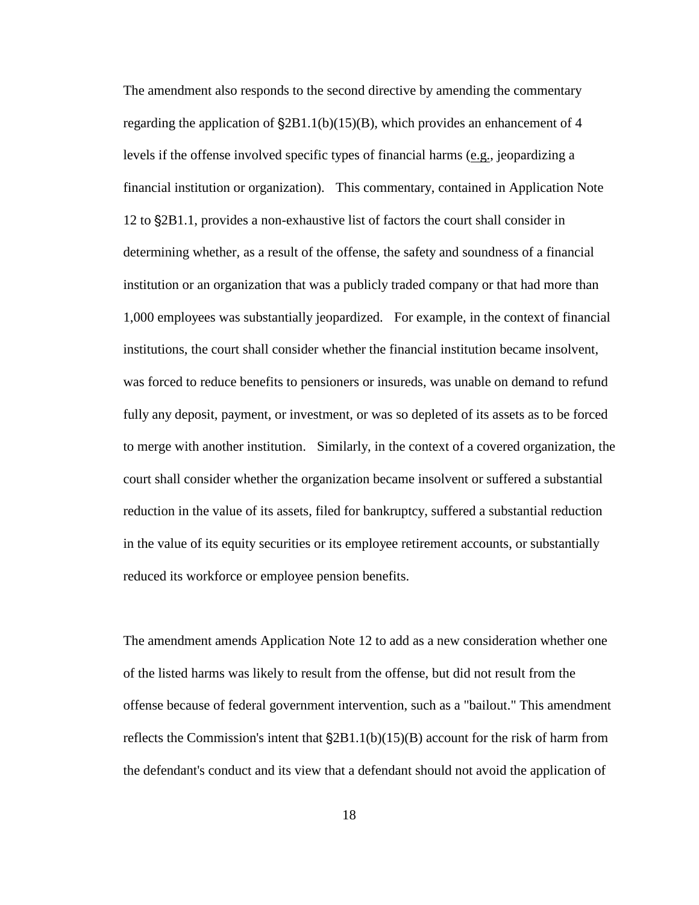The amendment also responds to the second directive by amending the commentary regarding the application of §2B1.1(b)(15)(B), which provides an enhancement of 4 levels if the offense involved specific types of financial harms (e.g., jeopardizing a financial institution or organization). This commentary, contained in Application Note 12 to §2B1.1, provides a non-exhaustive list of factors the court shall consider in determining whether, as a result of the offense, the safety and soundness of a financial institution or an organization that was a publicly traded company or that had more than 1,000 employees was substantially jeopardized. For example, in the context of financial institutions, the court shall consider whether the financial institution became insolvent, was forced to reduce benefits to pensioners or insureds, was unable on demand to refund fully any deposit, payment, or investment, or was so depleted of its assets as to be forced to merge with another institution. Similarly, in the context of a covered organization, the court shall consider whether the organization became insolvent or suffered a substantial reduction in the value of its assets, filed for bankruptcy, suffered a substantial reduction in the value of its equity securities or its employee retirement accounts, or substantially reduced its workforce or employee pension benefits.

The amendment amends Application Note 12 to add as a new consideration whether one of the listed harms was likely to result from the offense, but did not result from the offense because of federal government intervention, such as a "bailout." This amendment reflects the Commission's intent that §2B1.1(b)(15)(B) account for the risk of harm from the defendant's conduct and its view that a defendant should not avoid the application of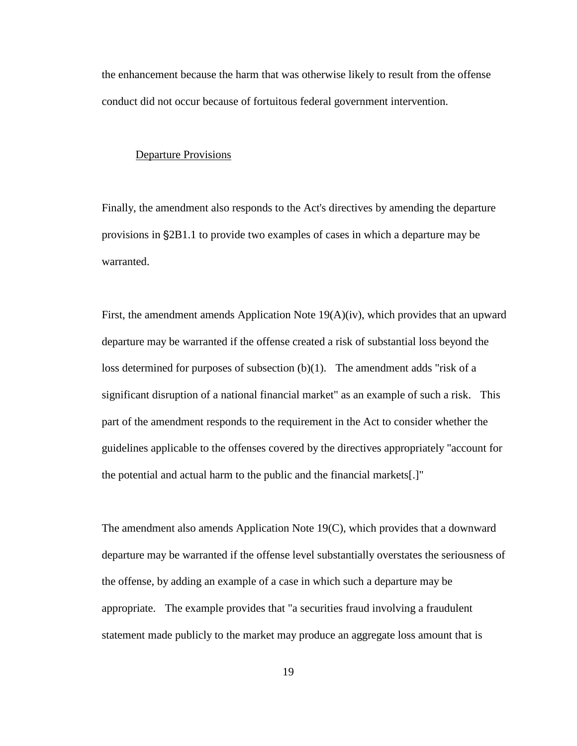the enhancement because the harm that was otherwise likely to result from the offense conduct did not occur because of fortuitous federal government intervention.

<u>Departure Provisions</u>

Finally, the amendment also responds to the Act's directives by amending the departure provisions in §2B1.1 to provide two examples of cases in which a departure may be warranted.

First, the amendment amends Application Note 19(A)(iv), which provides that an upward departure may be warranted if the offense created a risk of substantial loss beyond the loss determined for purposes of subsection (b)(1). The amendment adds "risk of a significant disruption of a national financial market" as an example of such a risk. This part of the amendment responds to the requirement in the Act to consider whether the guidelines applicable to the offenses covered by the directives appropriately "account for the potential and actual harm to the public and the financial markets[.]"

The amendment also amends Application Note 19(C), which provides that a downward departure may be warranted if the offense level substantially overstates the seriousness of the offense, by adding an example of a case in which such a departure may be appropriate. The example provides that "a securities fraud involving a fraudulent statement made publicly to the market may produce an aggregate loss amount that is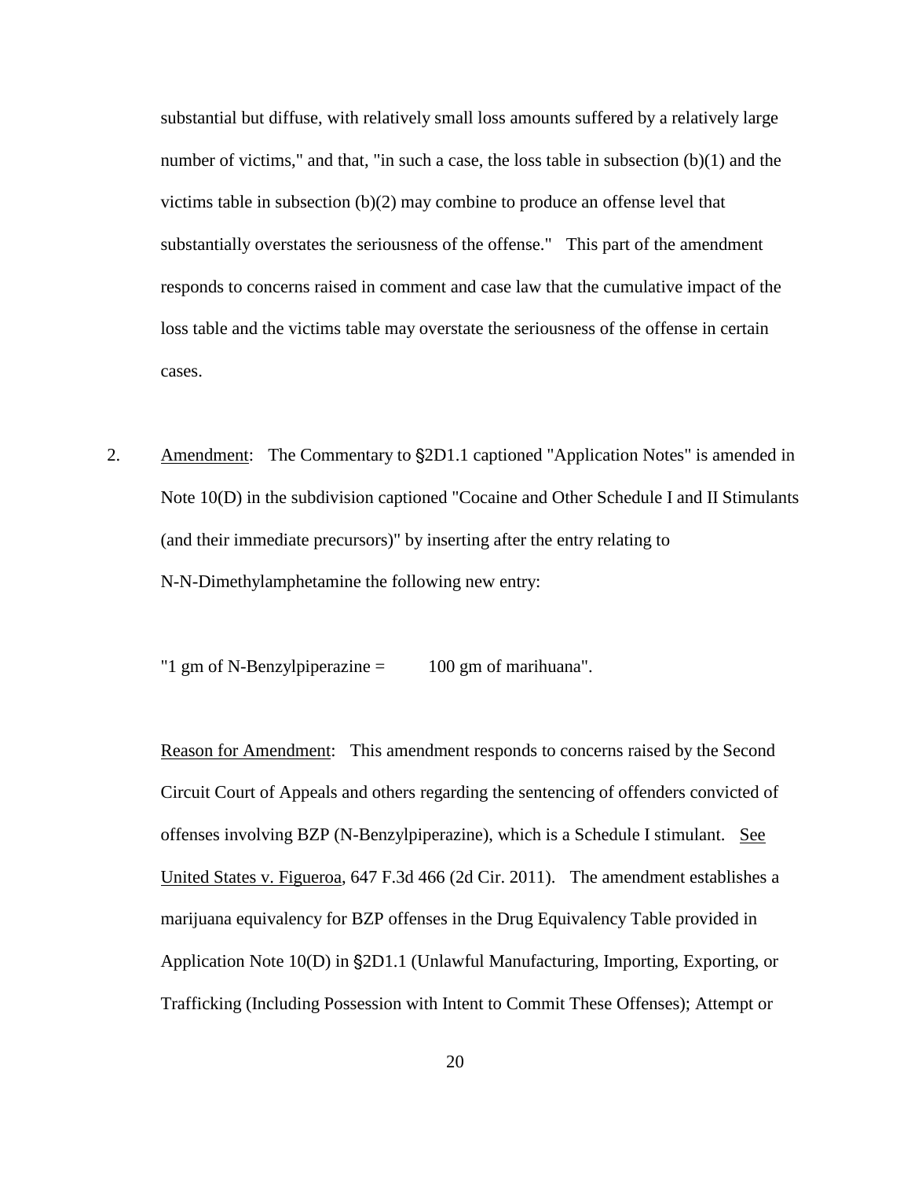substantial but diffuse, with relatively small loss amounts suffered by a relatively large number of victims," and that, "in such a case, the loss table in subsection (b)(1) and the victims table in subsection (b)(2) may combine to produce an offense level that substantially overstates the seriousness of the offense." This part of the amendment responds to concerns raised in comment and case law that the cumulative impact of the loss table and the victims table may overstate the seriousness of the offense in certain cases.

2. Amendment: The Commentary to §2D1.1 captioned "Application Notes" is amended in Note 10(D) in the subdivision captioned "Cocaine and Other Schedule I and II Stimulants (and their immediate precursors)" by inserting after the entry relating to N-N-Dimethylamphetamine the following new entry:

"1 gm of N-Benzylpiperazine = 100 gm of marihuana".

Reason for Amendment: This amendment responds to concerns raised by the Second Circuit Court of Appeals and others regarding the sentencing of offenders convicted of offenses involving BZP (N-Benzylpiperazine), which is a Schedule I stimulant. See United States v. Figueroa, 647 F.3d 466 (2d Cir. 2011). The amendment establishes a marijuana equivalency for BZP offenses in the Drug Equivalency Table provided in Application Note 10(D) in §2D1.1 (Unlawful Manufacturing, Importing, Exporting, or Trafficking (Including Possession with Intent to Commit These Offenses); Attempt or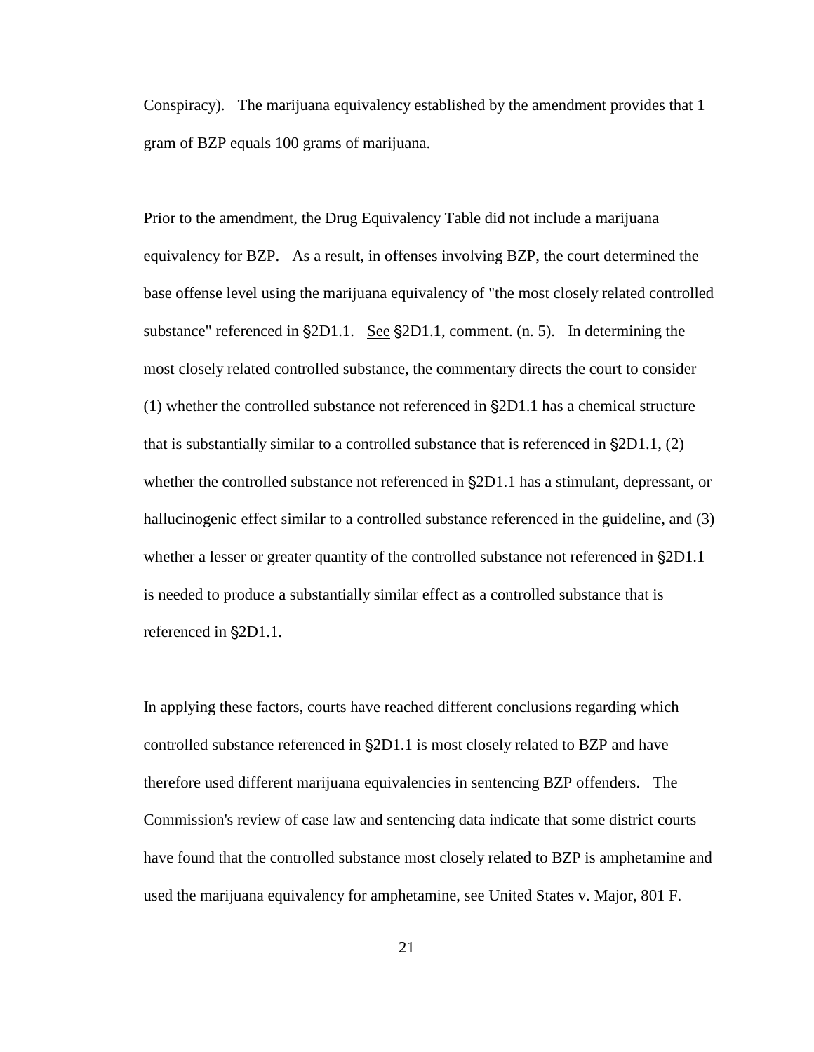Conspiracy). The marijuana equivalency established by the amendment provides that 1 gram of BZP equals 100 grams of marijuana.

Prior to the amendment, the Drug Equivalency Table did not include a marijuana equivalency for BZP. As a result, in offenses involving BZP, the court determined the base offense level using the marijuana equivalency of "the most closely related controlled substance" referenced in §2D1.1. See §2D1.1, comment. (n. 5). In determining the most closely related controlled substance, the commentary directs the court to consider (1) whether the controlled substance not referenced in §2D1.1 has a chemical structure that is substantially similar to a controlled substance that is referenced in §2D1.1, (2) whether the controlled substance not referenced in §2D1.1 has a stimulant, depressant, or hallucinogenic effect similar to a controlled substance referenced in the guideline, and (3) whether a lesser or greater quantity of the controlled substance not referenced in §2D1.1 is needed to produce a substantially similar effect as a controlled substance that is referenced in §2D1.1.

In applying these factors, courts have reached different conclusions regarding which controlled substance referenced in §2D1.1 is most closely related to BZP and have therefore used different marijuana equivalencies in sentencing BZP offenders. The Commission's review of case law and sentencing data indicate that some district courts have found that the controlled substance most closely related to BZP is amphetamine and used the marijuana equivalency for amphetamine, see United States v. Major, 801 F.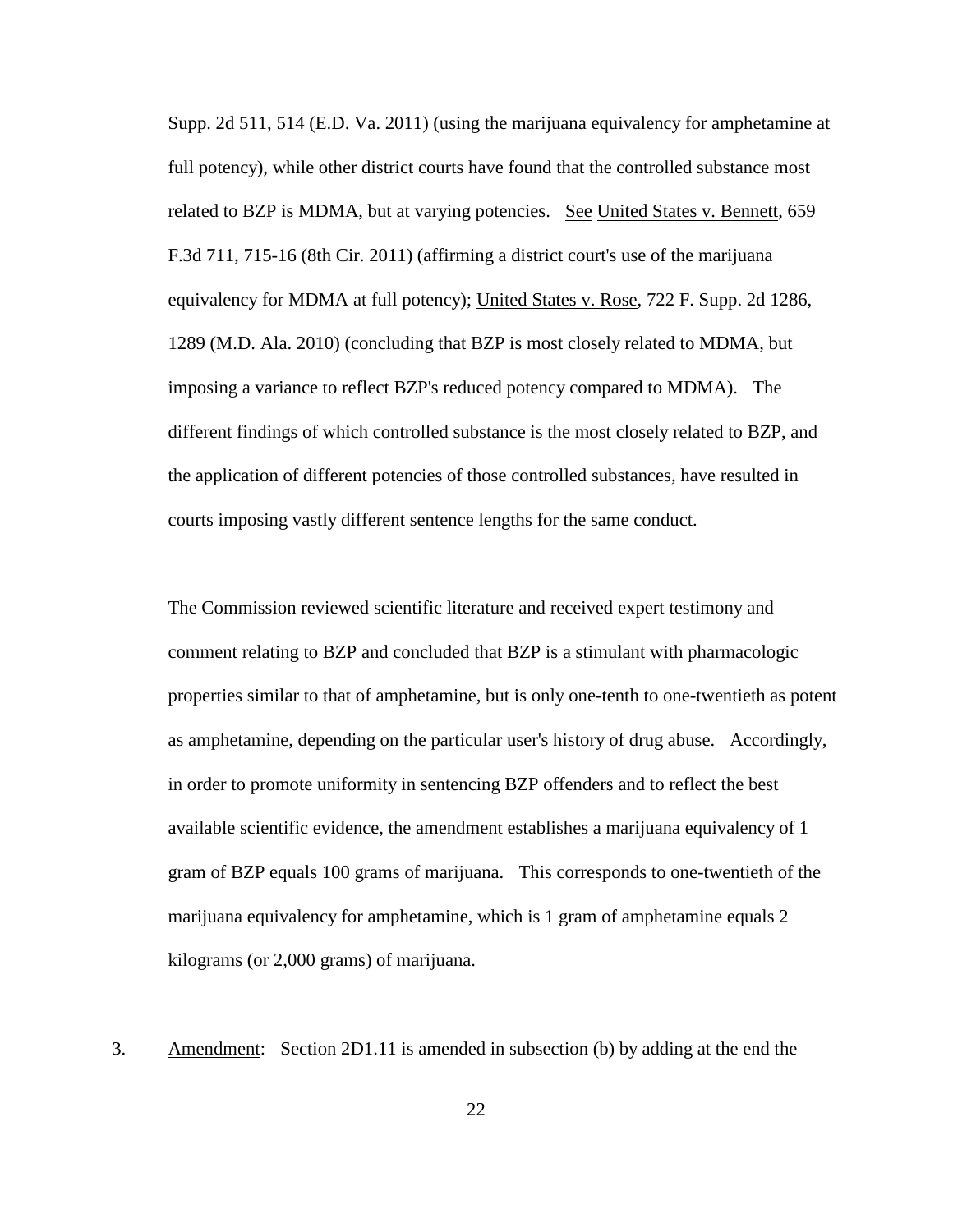Supp. 2d 511, 514 (E.D. Va. 2011) (using the marijuana equivalency for amphetamine at full potency), while other district courts have found that the controlled substance most related to BZP is MDMA, but at varying potencies. See United States v. Bennett, 659 F.3d 711, 715-16 (8th Cir. 2011) (affirming a district court's use of the marijuana equivalency for MDMA at full potency); United States v. Rose, 722 F. Supp. 2d 1286, 1289 (M.D. Ala. 2010) (concluding that BZP is most closely related to MDMA, but imposing a variance to reflect BZP's reduced potency compared to MDMA). The different findings of which controlled substance is the most closely related to BZP, and the application of different potencies of those controlled substances, have resulted in courts imposing vastly different sentence lengths for the same conduct.

The Commission reviewed scientific literature and received expert testimony and comment relating to BZP and concluded that BZP is a stimulant with pharmacologic properties similar to that of amphetamine, but is only one-tenth to one-twentieth as potent as amphetamine, depending on the particular user's history of drug abuse. Accordingly, in order to promote uniformity in sentencing BZP offenders and to reflect the best available scientific evidence, the amendment establishes a marijuana equivalency of 1 gram of BZP equals 100 grams of marijuana. This corresponds to one-twentieth of the marijuana equivalency for amphetamine, which is 1 gram of amphetamine equals 2 kilograms (or 2,000 grams) of marijuana.

3. Amendment: Section 2D1.11 is amended in subsection (b) by adding at the end the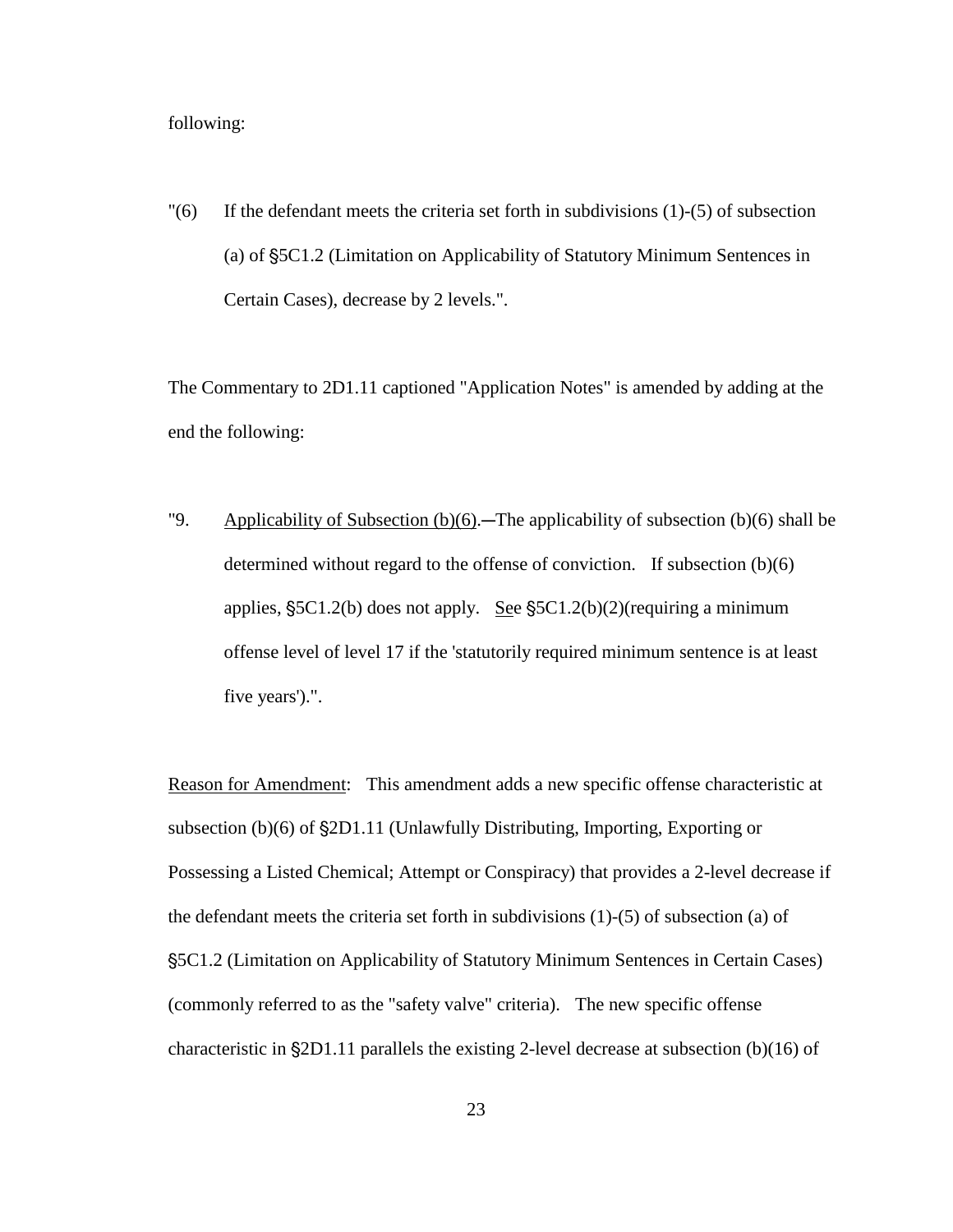following:

"(6) If the defendant meets the criteria set forth in subdivisions (1)-(5) of subsection (a) of §5C1.2 (Limitation on Applicability of Statutory Minimum Sentences in Certain Cases), decrease by 2 levels.".

The Commentary to 2D1.11 captioned "Application Notes" is amended by adding at the end the following:

"9. Applicability of Subsection (b)(6).―The applicability of subsection (b)(6) shall be determined without regard to the offense of conviction. If subsection (b)(6) applies, §5C1.2(b) does not apply. *See* §5C1.2(b)(2)(requiring a minimum offense level of level 17 if the 'statutorily required minimum sentence is at least five years').".

Reason for Amendment: This amendment adds a new specific offense characteristic at subsection (b)(6) of §2D1.11 (Unlawfully Distributing, Importing, Exporting or Possessing a Listed Chemical; Attempt or Conspiracy) that provides a 2-level decrease if the defendant meets the criteria set forth in subdivisions (1)-(5) of subsection (a) of §5C1.2 (Limitation on Applicability of Statutory Minimum Sentences in Certain Cases) (commonly referred to as the "safety valve" criteria). The new specific offense characteristic in §2D1.11 parallels the existing 2-level decrease at subsection (b)(16) of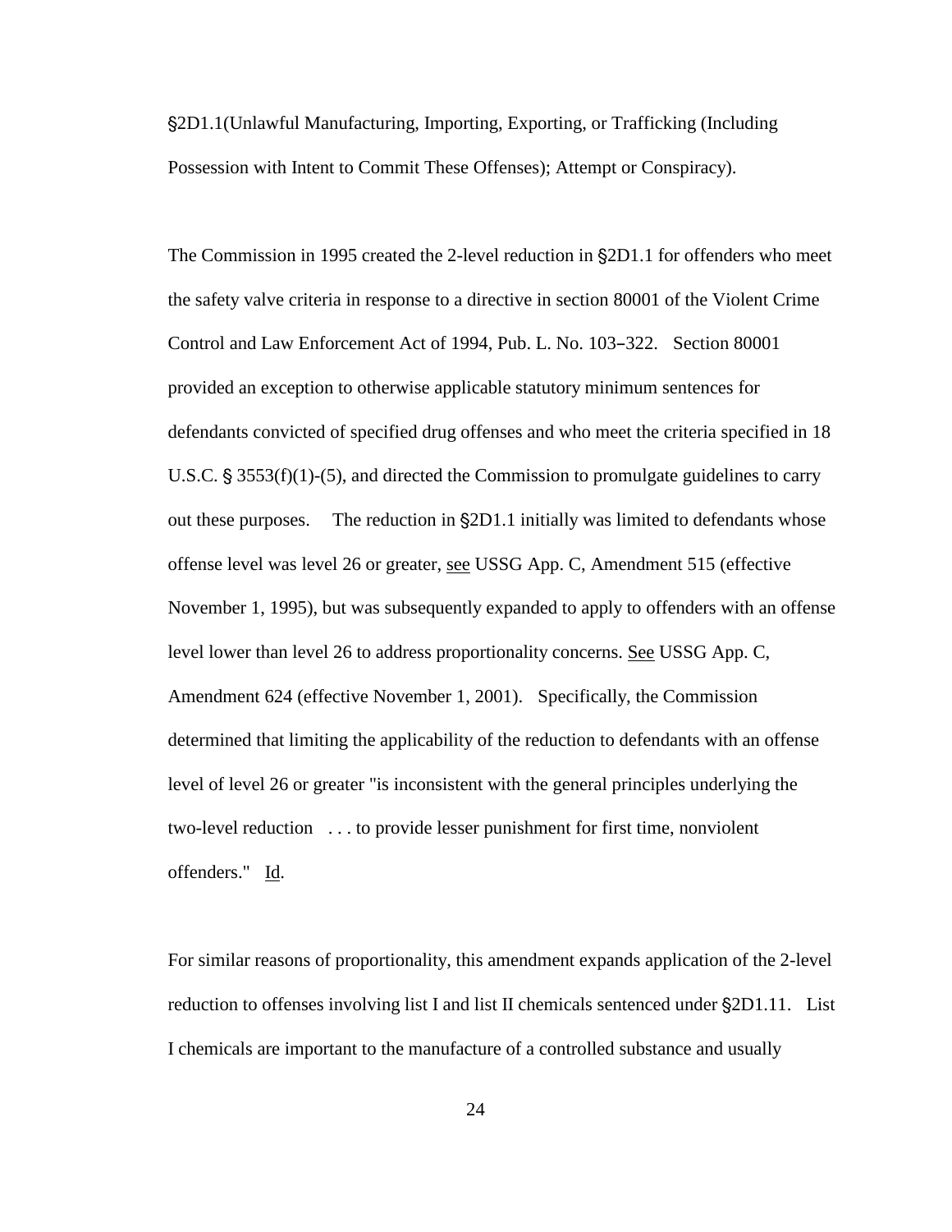§2D1.1(Unlawful Manufacturing, Importing, Exporting, or Trafficking (Including Possession with Intent to Commit These Offenses); Attempt or Conspiracy).

The Commission in 1995 created the 2-level reduction in §2D1.1 for offenders who meet the safety valve criteria in response to a directive in section 80001 of the Violent Crime Control and Law Enforcement Act of 1994, Pub. L. No. 103–322. Section 80001 provided an exception to otherwise applicable statutory minimum sentences for defendants convicted of specified drug offenses and who meet the criteria specified in 18 U.S.C. § 3553(f)(1)-(5), and directed the Commission to promulgate guidelines to carry out these purposes. The reduction in §2D1.1 initially was limited to defendants whose offense level was level 26 or greater, see USSG App. C, Amendment 515 (effective November 1, 1995), but was subsequently expanded to apply to offenders with an offense level lower than level 26 to address proportionality concerns. See USSG App. C, Amendment 624 (effective November 1, 2001). Specifically, the Commission determined that limiting the applicability of the reduction to defendants with an offense level of level 26 or greater "is inconsistent with the general principles underlying the two-level reduction . . . to provide lesser punishment for first time, nonviolent offenders." Id.

For similar reasons of proportionality, this amendment expands application of the 2-level reduction to offenses involving list I and list II chemicals sentenced under §2D1.11. List I chemicals are important to the manufacture of a controlled substance and usually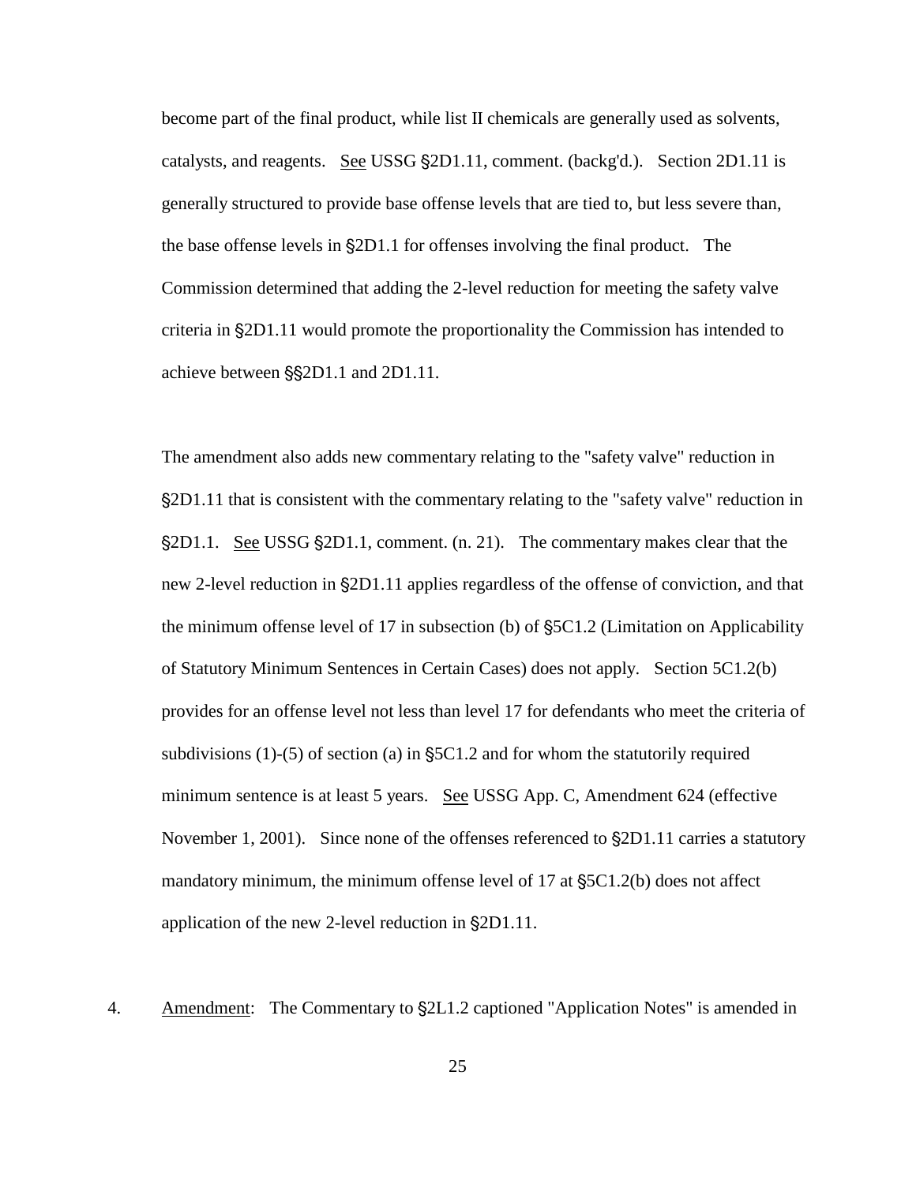become part of the final product, while list II chemicals are generally used as solvents, catalysts, and reagents. See USSG §2D1.11, comment. (backg'd.). Section 2D1.11 is generally structured to provide base offense levels that are tied to, but less severe than, the base offense levels in §2D1.1 for offenses involving the final product. The Commission determined that adding the 2-level reduction for meeting the safety valve criteria in §2D1.11 would promote the proportionality the Commission has intended to achieve between §§2D1.1 and 2D1.11.

The amendment also adds new commentary relating to the "safety valve" reduction in §2D1.11 that is consistent with the commentary relating to the "safety valve" reduction in §2D1.1. See USSG §2D1.1, comment. (n. 21). The commentary makes clear that the new 2-level reduction in §2D1.11 applies regardless of the offense of conviction, and that the minimum offense level of 17 in subsection (b) of §5C1.2 (Limitation on Applicability of Statutory Minimum Sentences in Certain Cases) does not apply. Section 5C1.2(b) provides for an offense level not less than level 17 for defendants who meet the criteria of subdivisions (1)-(5) of section (a) in §5C1.2 and for whom the statutorily required minimum sentence is at least 5 years. See USSG App. C, Amendment 624 (effective November 1, 2001). Since none of the offenses referenced to §2D1.11 carries a statutory mandatory minimum, the minimum offense level of 17 at §5C1.2(b) does not affect application of the new 2-level reduction in §2D1.11.

4. Amendment: The Commentary to §2L1.2 captioned "Application Notes" is amended in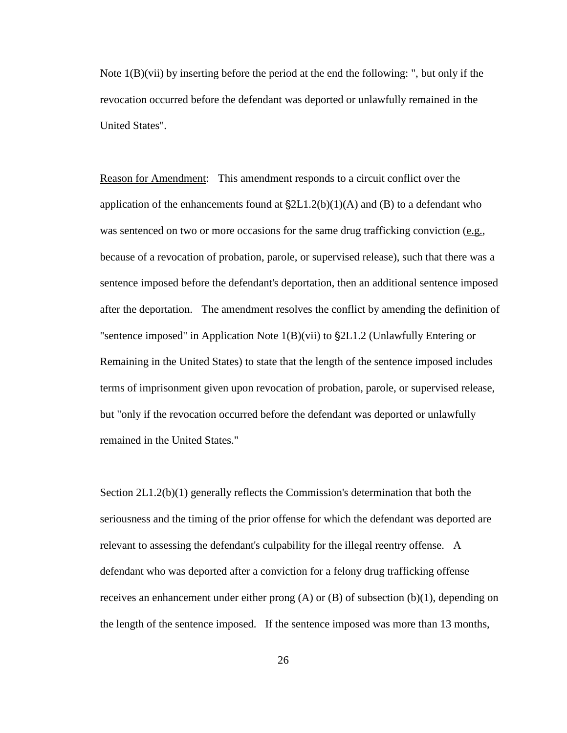Note 1(B)(vii) by inserting before the period at the end the following: ", but only if the revocation occurred before the defendant was deported or unlawfully remained in the United States".

Reason for Amendment: This amendment responds to a circuit conflict over the application of the enhancements found at §2L1.2(b)(1)(A) and (B) to a defendant who was sentenced on two or more occasions for the same drug trafficking conviction (e.g., because of a revocation of probation, parole, or supervised release), such that there was a sentence imposed before the defendant's deportation, then an additional sentence imposed after the deportation. The amendment resolves the conflict by amending the definition of "sentence imposed" in Application Note 1(B)(vii) to §2L1.2 (Unlawfully Entering or Remaining in the United States) to state that the length of the sentence imposed includes terms of imprisonment given upon revocation of probation, parole, or supervised release, but "only if the revocation occurred before the defendant was deported or unlawfully remained in the United States."

Section 2L1.2(b)(1) generally reflects the Commission's determination that both the seriousness and the timing of the prior offense for which the defendant was deported are relevant to assessing the defendant's culpability for the illegal reentry offense. A defendant who was deported after a conviction for a felony drug trafficking offense receives an enhancement under either prong (A) or (B) of subsection (b)(1), depending on the length of the sentence imposed. If the sentence imposed was more than 13 months,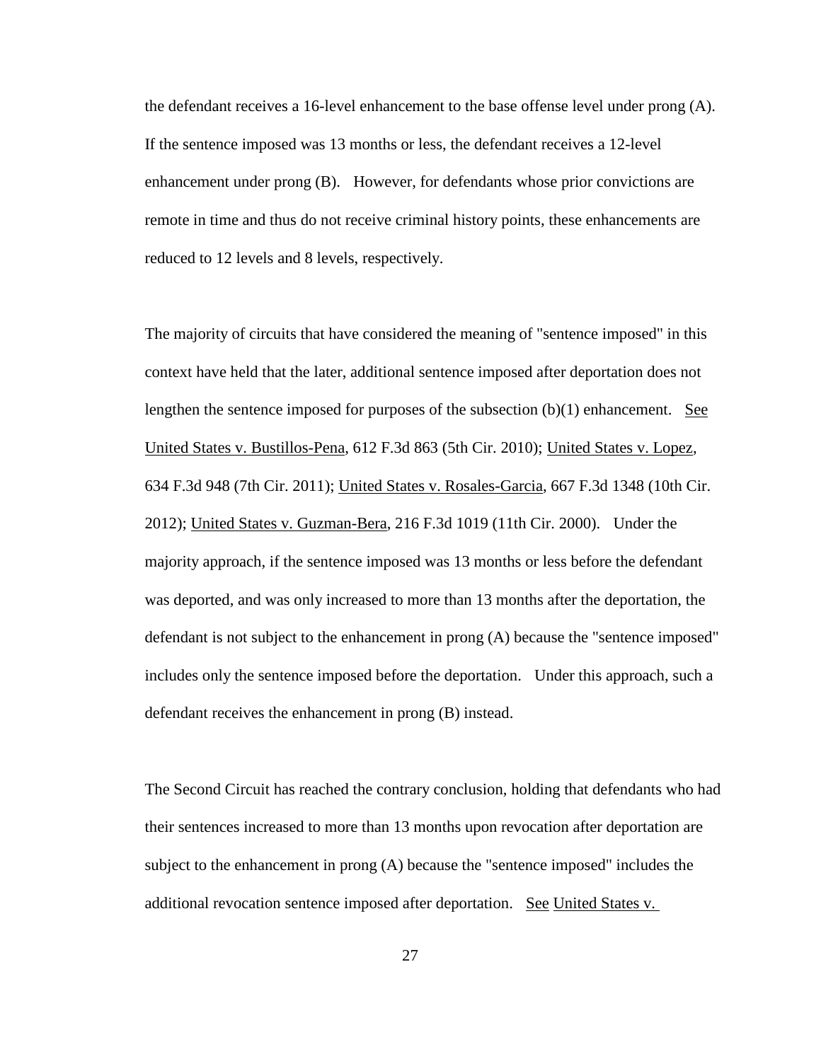the defendant receives a 16-level enhancement to the base offense level under prong (A). If the sentence imposed was 13 months or less, the defendant receives a 12-level enhancement under prong (B). However, for defendants whose prior convictions are remote in time and thus do not receive criminal history points, these enhancements are reduced to 12 levels and 8 levels, respectively.

The majority of circuits that have considered the meaning of "sentence imposed" in this context have held that the later, additional sentence imposed after deportation does not lengthen the sentence imposed for purposes of the subsection (b)(1) enhancement. See United States v. Bustillos-Pena, 612 F.3d 863 (5th Cir. 2010); United States v. Lopez, 634 F.3d 948 (7th Cir. 2011); United States v. Rosales-Garcia, 667 F.3d 1348 (10th Cir. 2012); United States v. Guzman-Bera, 216 F.3d 1019 (11th Cir. 2000). Under the majority approach, if the sentence imposed was 13 months or less before the defendant was deported, and was only increased to more than 13 months after the deportation, the defendant is not subject to the enhancement in prong (A) because the "sentence imposed" includes only the sentence imposed before the deportation. Under this approach, such a defendant receives the enhancement in prong (B) instead.

The Second Circuit has reached the contrary conclusion, holding that defendants who had their sentences increased to more than 13 months upon revocation after deportation are subject to the enhancement in prong (A) because the "sentence imposed" includes the additional revocation sentence imposed after deportation. See United States v.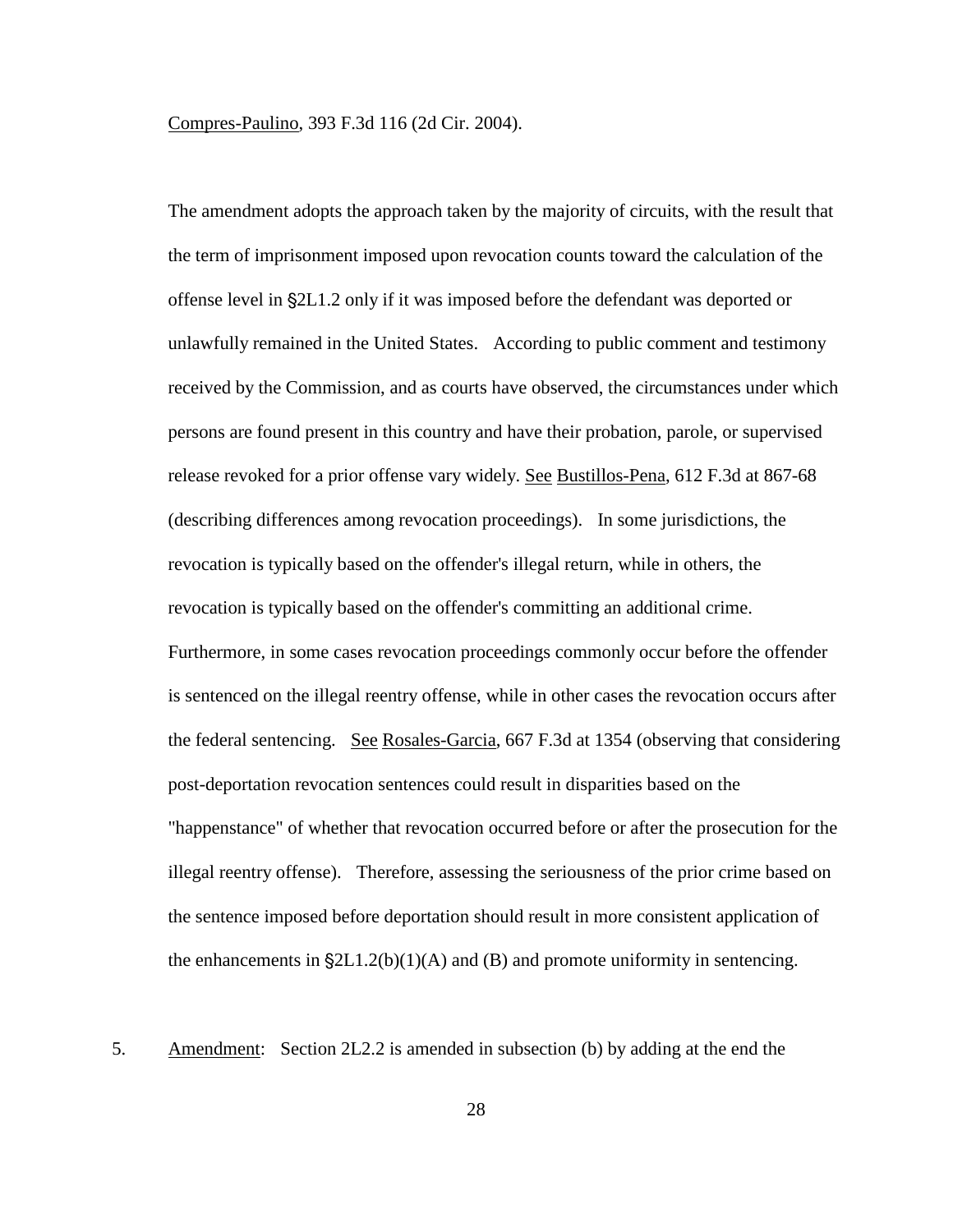Compres-Paulino, 393 F.3d 116 (2d Cir. 2004).

The amendment adopts the approach taken by the majority of circuits, with the result that the term of imprisonment imposed upon revocation counts toward the calculation of the offense level in §2L1.2 only if it was imposed before the defendant was deported or unlawfully remained in the United States. According to public comment and testimony received by the Commission, and as courts have observed, the circumstances under which persons are found present in this country and have their probation, parole, or supervised release revoked for a prior offense vary widely. See Bustillos-Pena, 612 F.3d at 867-68 (describing differences among revocation proceedings). In some jurisdictions, the revocation is typically based on the offender's illegal return, while in others, the revocation is typically based on the offender's committing an additional crime. Furthermore, in some cases revocation proceedings commonly occur before the offender is sentenced on the illegal reentry offense, while in other cases the revocation occurs after the federal sentencing. See Rosales-Garcia, 667 F.3d at 1354 (observing that considering post-deportation revocation sentences could result in disparities based on the "happenstance" of whether that revocation occurred before or after the prosecution for the illegal reentry offense). Therefore, assessing the seriousness of the prior crime based on the sentence imposed before deportation should result in more consistent application of the enhancements in §2L1.2(b)(1)(A) and (B) and promote uniformity in sentencing.

5. Amendment: Section 2L2.2 is amended in subsection (b) by adding at the end the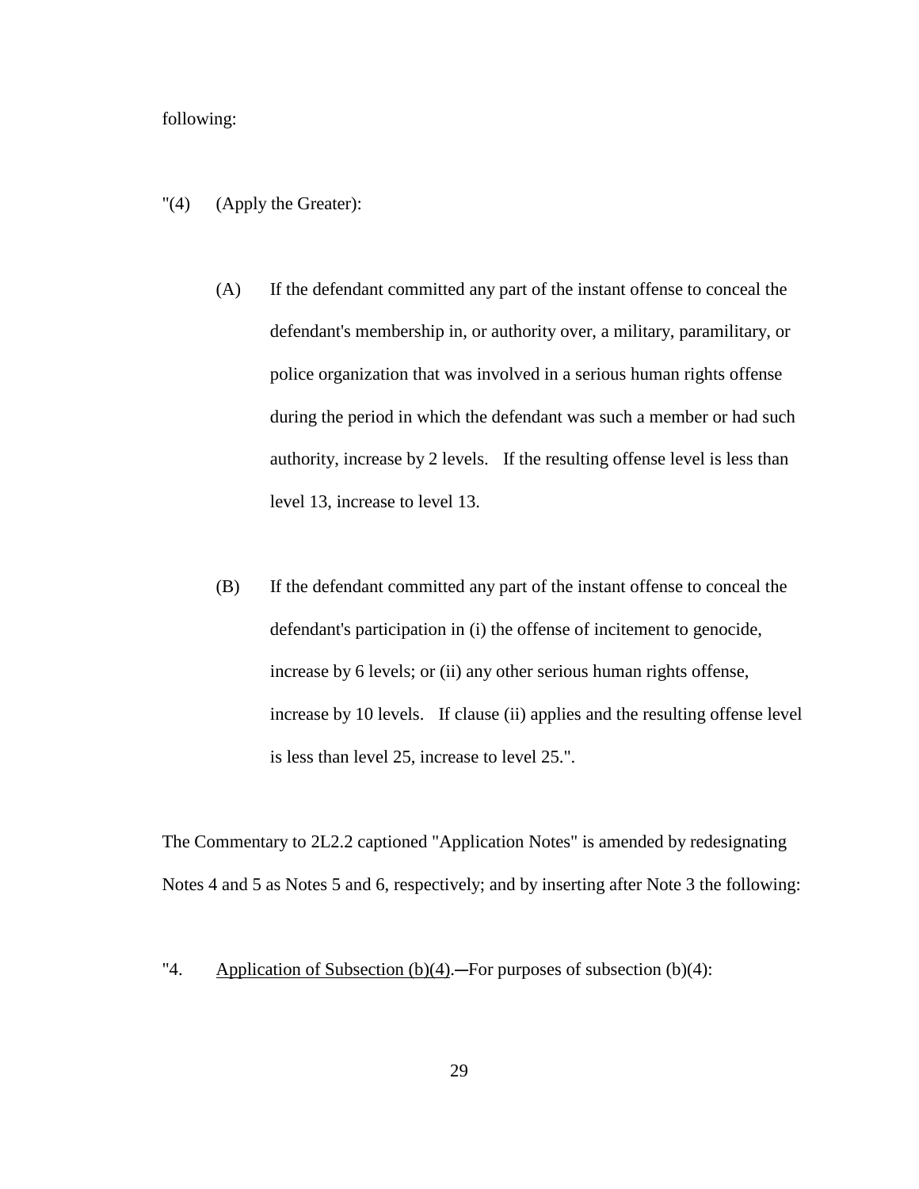following:

"(4) (Apply the Greater):

(A) If the defendant committed any part of the instant offense to conceal the defendant's membership in, or authority over, a military, paramilitary, or police organization that was involved in a serious human rights offense during the period in which the defendant was such a member or had such authority, increase by 2 levels. If the resulting offense level is less than level 13, increase to level 13.

(B) If the defendant committed any part of the instant offense to conceal the defendant's participation in (i) the offense of incitement to genocide, increase by 6 levels; or (ii) any other serious human rights offense, increase by 10 levels. If clause (ii) applies and the resulting offense level is less than level 25, increase to level 25.".

The Commentary to 2L2.2 captioned "Application Notes" is amended by redesignating Notes 4 and 5 as Notes 5 and 6, respectively; and by inserting after Note 3 the following:

"4. <u>Application of Subsection (b)(4)</u>.―For purposes of subsection (b)(4):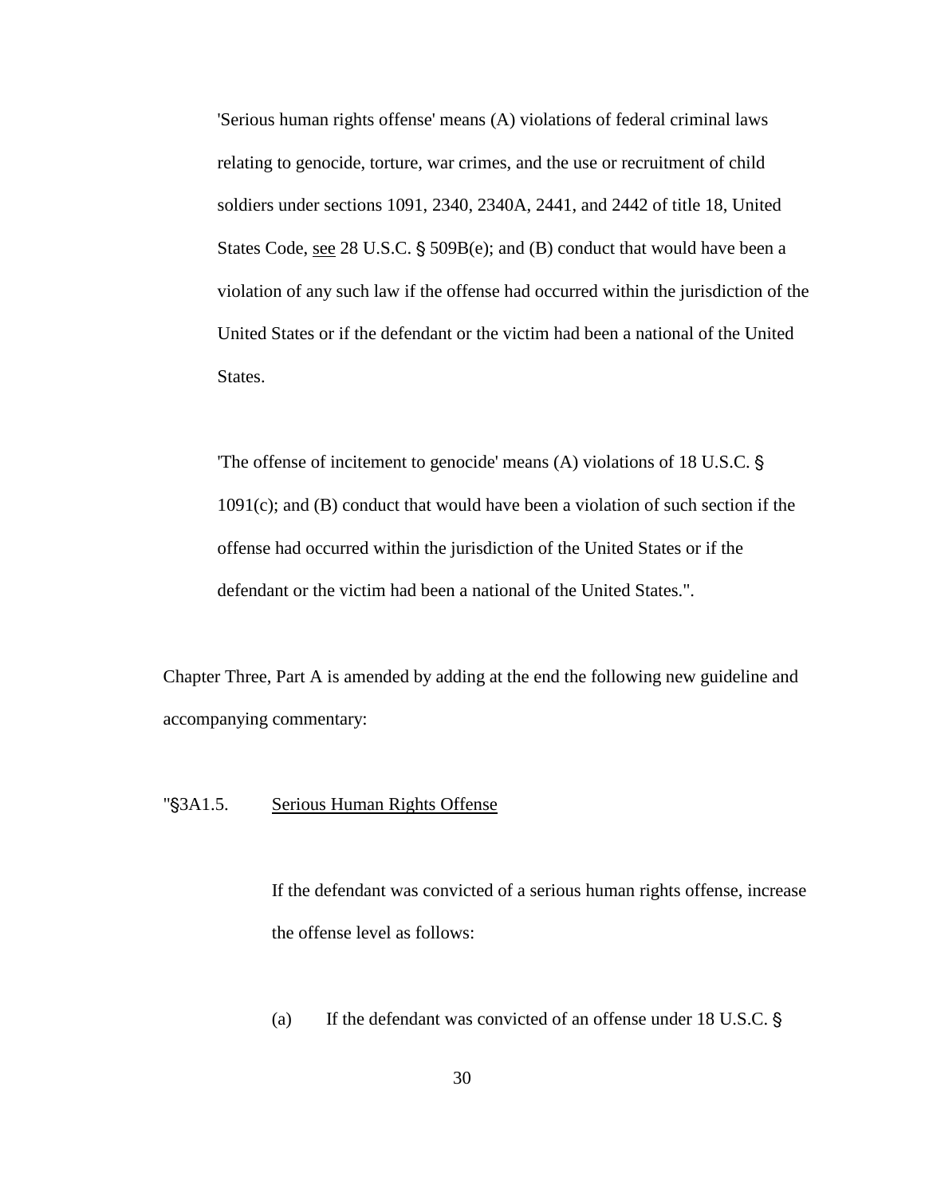'Serious human rights offense' means (A) violations of federal criminal laws relating to genocide, torture, war crimes, and the use or recruitment of child soldiers under sections 1091, 2340, 2340A, 2441, and 2442 of title 18, United States Code, see 28 U.S.C. § 509B(e); and (B) conduct that would have been a violation of any such law if the offense had occurred within the jurisdiction of the United States or if the defendant or the victim had been a national of the United States.

'The offense of incitement to genocide' means (A) violations of 18 U.S.C. § 1091(c); and (B) conduct that would have been a violation of such section if the offense had occurred within the jurisdiction of the United States or if the defendant or the victim had been a national of the United States.".

Chapter Three, Part A is amended by adding at the end the following new guideline and accompanying commentary:

"§3A1.5. Serious Human Rights Offense

If the defendant was convicted of a serious human rights offense, increase the offense level as follows:

(a) If the defendant was convicted of an offense under 18 U.S.C. §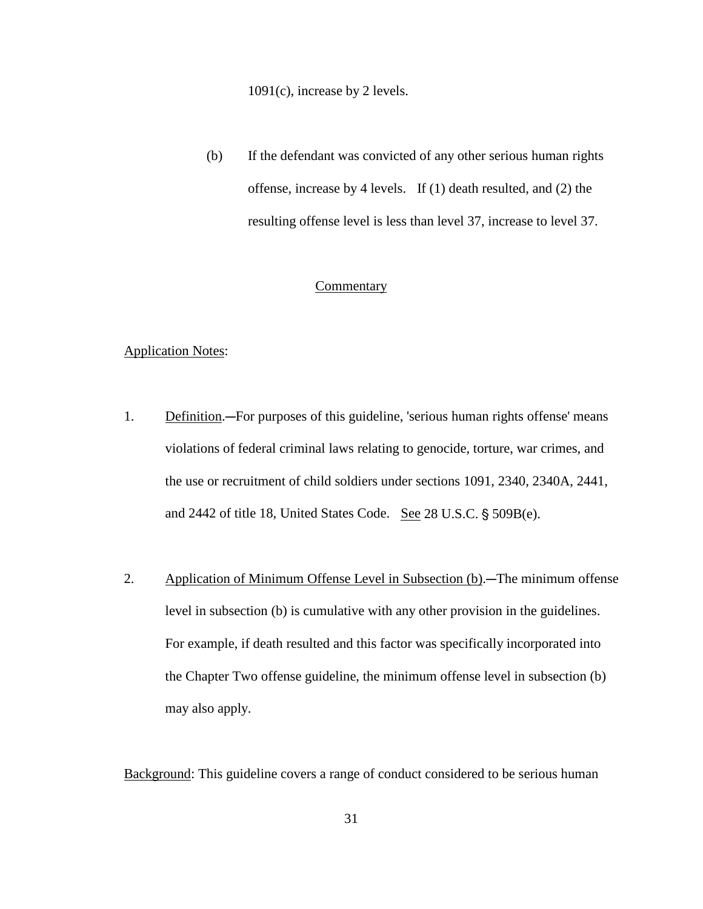1091(c), increase by 2 levels.

(b) If the defendant was convicted of any other serious human rights offense, increase by 4 levels. If (1) death resulted, and (2) the resulting offense level is less than level 37, increase to level 37.

Commentary

Application Notes:

1. Definition.—For purposes of this guideline, 'serious human rights offense' means violations of federal criminal laws relating to genocide, torture, war crimes, and the use or recruitment of child soldiers under sections 1091, 2340, 2340A, 2441, and 2442 of title 18, United States Code. See 28 U.S.C. § 509B(e).

2. Application of Minimum Offense Level in Subsection (b).—The minimum offense level in subsection (b) is cumulative with any other provision in the guidelines. For example, if death resulted and this factor was specifically incorporated into the Chapter Two offense guideline, the minimum offense level in subsection (b) may also apply.

Background: This guideline covers a range of conduct considered to be serious human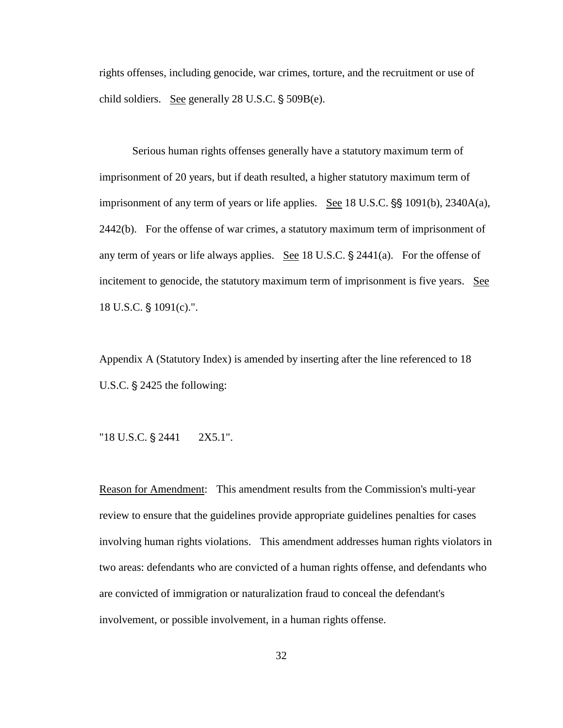rights offenses, including genocide, war crimes, torture, and the recruitment or use of child soldiers. See generally 28 U.S.C. § 509B(e).

Serious human rights offenses generally have a statutory maximum term of imprisonment of 20 years, but if death resulted, a higher statutory maximum term of imprisonment of any term of years or life applies. See 18 U.S.C. §§ 1091(b), 2340A(a), 2442(b). For the offense of war crimes, a statutory maximum term of imprisonment of any term of years or life always applies. See 18 U.S.C. § 2441(a). For the offense of incitement to genocide, the statutory maximum term of imprisonment is five years. See 18 U.S.C. § 1091(c).".

Appendix A (Statutory Index) is amended by inserting after the line referenced to 18 U.S.C. § 2425 the following:

"18 U.S.C. § 2441 2X5.1".

Reason for Amendment: This amendment results from the Commission's multi-year review to ensure that the guidelines provide appropriate guidelines penalties for cases involving human rights violations. This amendment addresses human rights violators in two areas: defendants who are convicted of a human rights offense, and defendants who are convicted of immigration or naturalization fraud to conceal the defendant's involvement, or possible involvement, in a human rights offense.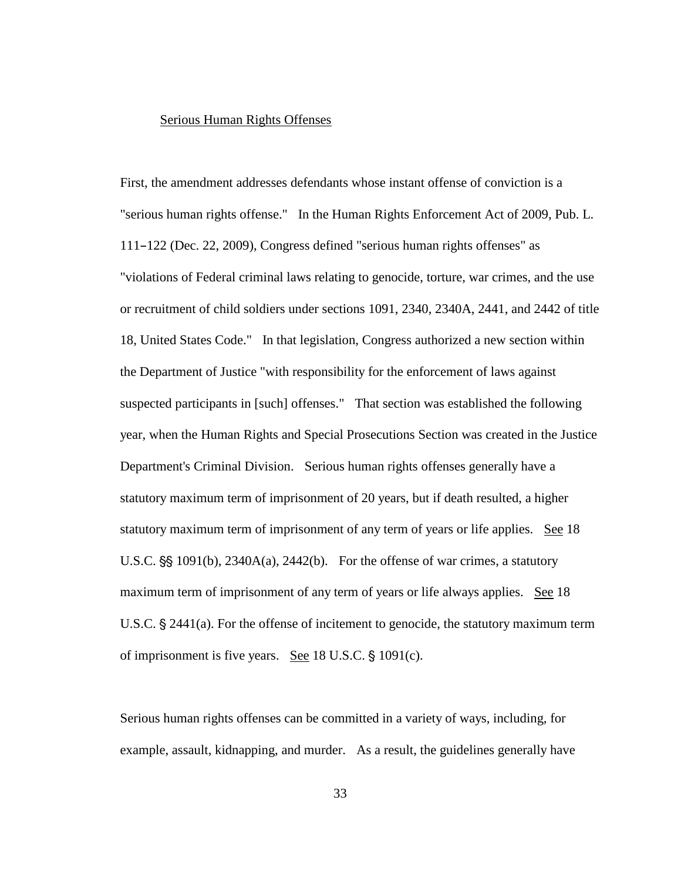<u>Serious Human Rights Offenses</u>

First, the amendment addresses defendants whose instant offense of conviction is a "serious human rights offense." In the Human Rights Enforcement Act of 2009, Pub. L. 111–122 (Dec. 22, 2009), Congress defined "serious human rights offenses" as "violations of Federal criminal laws relating to genocide, torture, war crimes, and the use or recruitment of child soldiers under sections 1091, 2340, 2340A, 2441, and 2442 of title 18, United States Code." In that legislation, Congress authorized a new section within the Department of Justice "with responsibility for the enforcement of laws against suspected participants in [such] offenses." That section was established the following year, when the Human Rights and Special Prosecutions Section was created in the Justice Department's Criminal Division. Serious human rights offenses generally have a statutory maximum term of imprisonment of 20 years, but if death resulted, a higher statutory maximum term of imprisonment of any term of years or life applies. <u>See</u> 18 U.S.C. §§ 1091(b), 2340A(a), 2442(b). For the offense of war crimes, a statutory maximum term of imprisonment of any term of years or life always applies. <u>See</u> 18 U.S.C. § 2441(a). For the offense of incitement to genocide, the statutory maximum term of imprisonment is five years. <u>See</u> 18 U.S.C. § 1091(c).

Serious human rights offenses can be committed in a variety of ways, including, for example, assault, kidnapping, and murder. As a result, the guidelines generally have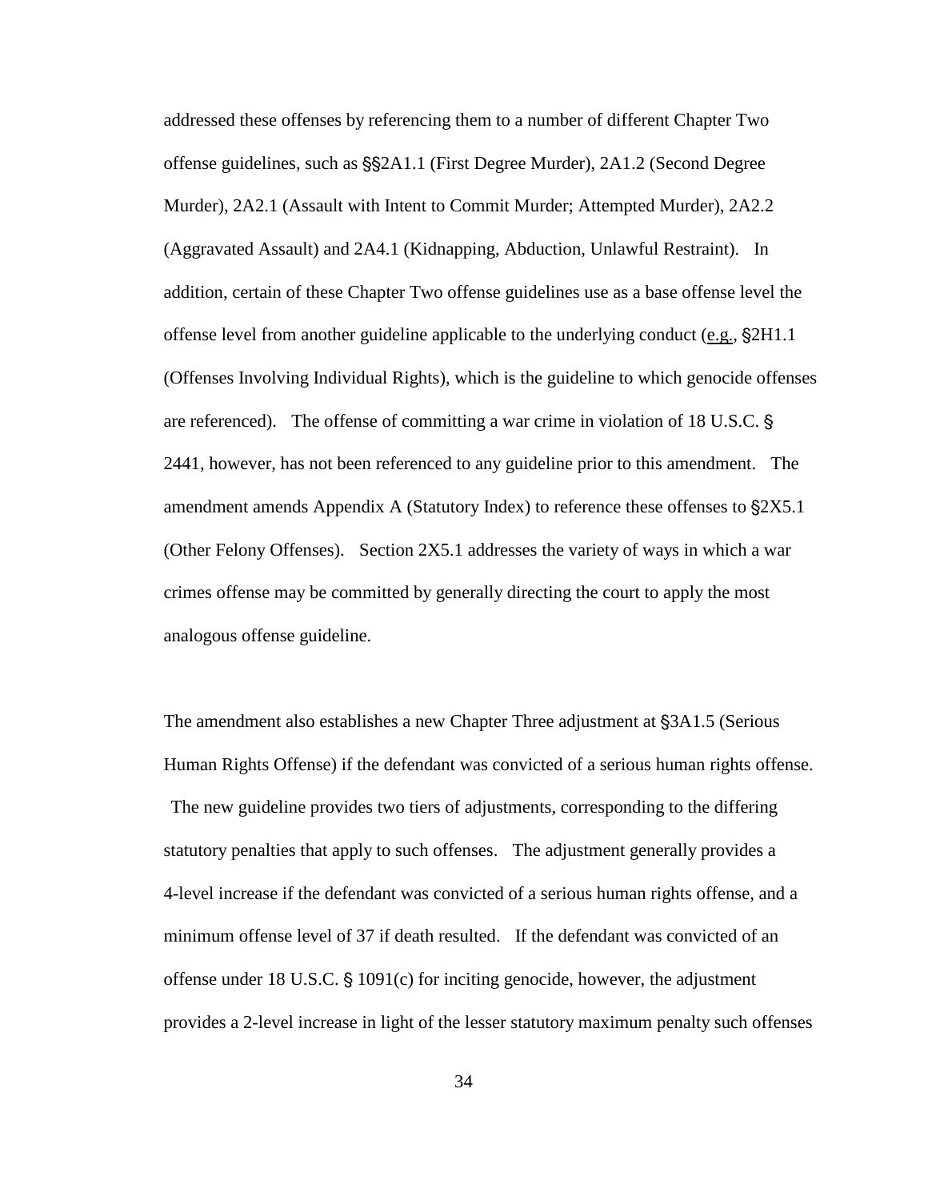addressed these offenses by referencing them to a number of different Chapter Two offense guidelines, such as §§2A1.1 (First Degree Murder), 2A1.2 (Second Degree Murder), 2A2.1 (Assault with Intent to Commit Murder; Attempted Murder), 2A2.2 (Aggravated Assault) and 2A4.1 (Kidnapping, Abduction, Unlawful Restraint). In addition, certain of these Chapter Two offense guidelines use as a base offense level the offense level from another guideline applicable to the underlying conduct (e.g., §2H1.1 (Offenses Involving Individual Rights), which is the guideline to which genocide offenses are referenced). The offense of committing a war crime in violation of 18 U.S.C. § 2441, however, has not been referenced to any guideline prior to this amendment. The amendment amends Appendix A (Statutory Index) to reference these offenses to §2X5.1 (Other Felony Offenses). Section 2X5.1 addresses the variety of ways in which a war crimes offense may be committed by generally directing the court to apply the most analogous offense guideline.

The amendment also establishes a new Chapter Three adjustment at §3A1.5 (Serious Human Rights Offense) if the defendant was convicted of a serious human rights offense. The new guideline provides two tiers of adjustments, corresponding to the differing statutory penalties that apply to such offenses. The adjustment generally provides a 4-level increase if the defendant was convicted of a serious human rights offense, and a minimum offense level of 37 if death resulted. If the defendant was convicted of an offense under 18 U.S.C. § 1091(c) for inciting genocide, however, the adjustment provides a 2-level increase in light of the lesser statutory maximum penalty such offenses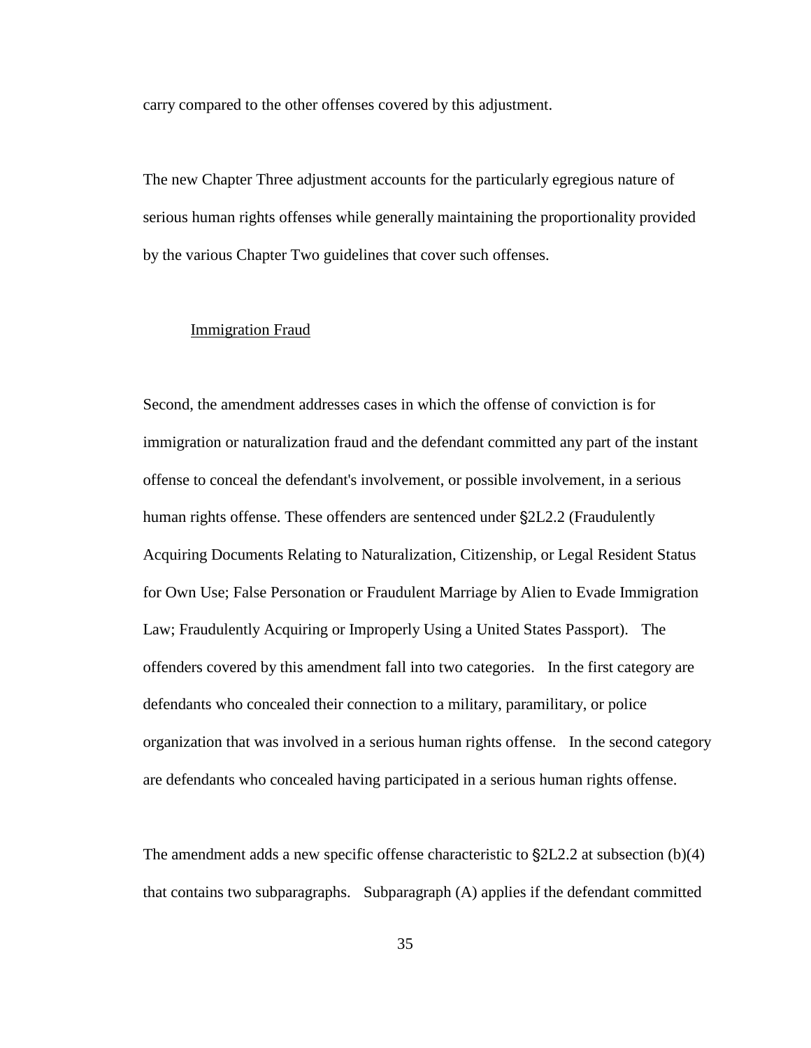carry compared to the other offenses covered by this adjustment.

The new Chapter Three adjustment accounts for the particularly egregious nature of serious human rights offenses while generally maintaining the proportionality provided by the various Chapter Two guidelines that cover such offenses.

Immigration Fraud

Second, the amendment addresses cases in which the offense of conviction is for immigration or naturalization fraud and the defendant committed any part of the instant offense to conceal the defendant's involvement, or possible involvement, in a serious human rights offense. These offenders are sentenced under §2L2.2 (Fraudulently Acquiring Documents Relating to Naturalization, Citizenship, or Legal Resident Status for Own Use; False Personation or Fraudulent Marriage by Alien to Evade Immigration Law; Fraudulently Acquiring or Improperly Using a United States Passport). The offenders covered by this amendment fall into two categories. In the first category are defendants who concealed their connection to a military, paramilitary, or police organization that was involved in a serious human rights offense. In the second category are defendants who concealed having participated in a serious human rights offense.

The amendment adds a new specific offense characteristic to §2L2.2 at subsection (b)(4) that contains two subparagraphs. Subparagraph (A) applies if the defendant committed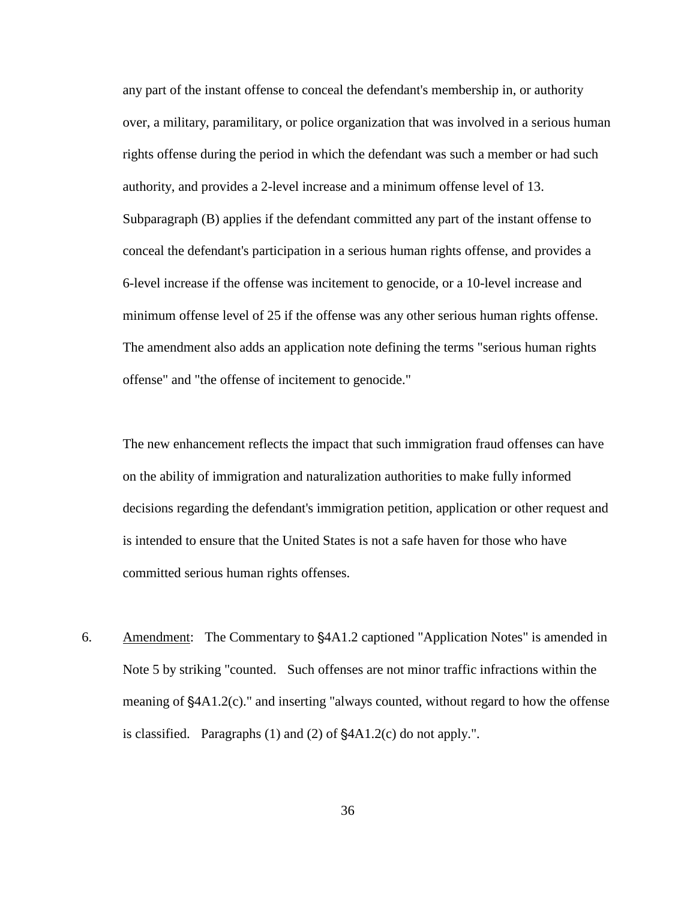any part of the instant offense to conceal the defendant's membership in, or authority over, a military, paramilitary, or police organization that was involved in a serious human rights offense during the period in which the defendant was such a member or had such authority, and provides a 2-level increase and a minimum offense level of 13. Subparagraph (B) applies if the defendant committed any part of the instant offense to conceal the defendant's participation in a serious human rights offense, and provides a 6-level increase if the offense was incitement to genocide, or a 10-level increase and minimum offense level of 25 if the offense was any other serious human rights offense. The amendment also adds an application note defining the terms "serious human rights offense" and "the offense of incitement to genocide."

The new enhancement reflects the impact that such immigration fraud offenses can have on the ability of immigration and naturalization authorities to make fully informed decisions regarding the defendant's immigration petition, application or other request and is intended to ensure that the United States is not a safe haven for those who have committed serious human rights offenses.

6. Amendment: The Commentary to §4A1.2 captioned "Application Notes" is amended in Note 5 by striking "counted. Such offenses are not minor traffic infractions within the meaning of §4A1.2(c)." and inserting "always counted, without regard to how the offense is classified. Paragraphs (1) and (2) of §4A1.2(c) do not apply.".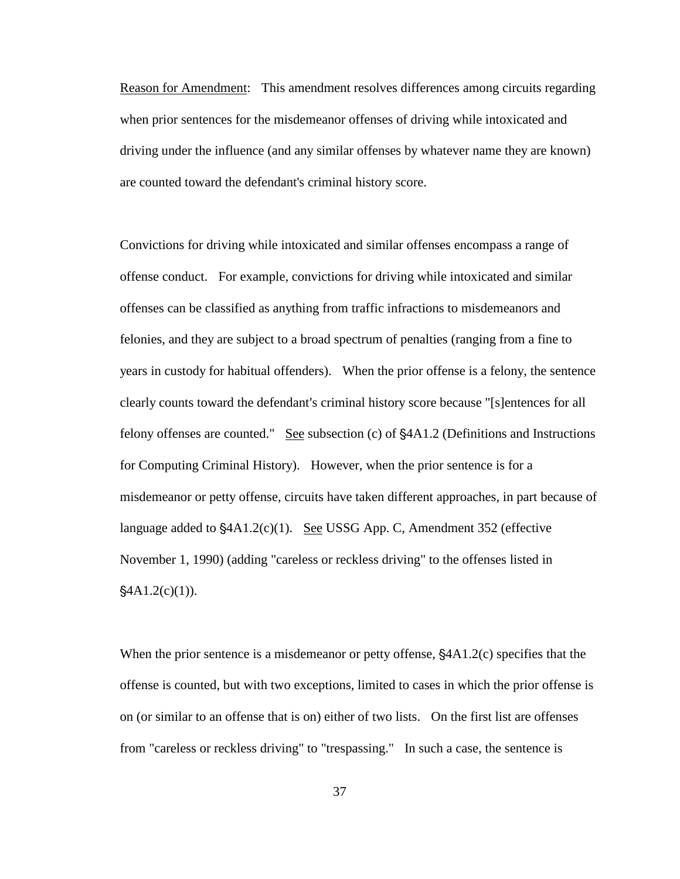Reason for Amendment: This amendment resolves differences among circuits regarding when prior sentences for the misdemeanor offenses of driving while intoxicated and driving under the influence (and any similar offenses by whatever name they are known) are counted toward the defendant's criminal history score.

Convictions for driving while intoxicated and similar offenses encompass a range of offense conduct. For example, convictions for driving while intoxicated and similar offenses can be classified as anything from traffic infractions to misdemeanors and felonies, and they are subject to a broad spectrum of penalties (ranging from a fine to years in custody for habitual offenders). When the prior offense is a felony, the sentence clearly counts toward the defendant's criminal history score because "[s]entences for all felony offenses are counted." See subsection (c) of §4A1.2 (Definitions and Instructions for Computing Criminal History). However, when the prior sentence is for a misdemeanor or petty offense, circuits have taken different approaches, in part because of language added to §4A1.2(c)(1). See USSG App. C, Amendment 352 (effective November 1, 1990) (adding "careless or reckless driving" to the offenses listed in §4A1.2(c)(1)).

When the prior sentence is a misdemeanor or petty offense, §4A1.2(c) specifies that the offense is counted, but with two exceptions, limited to cases in which the prior offense is on (or similar to an offense that is on) either of two lists. On the first list are offenses from "careless or reckless driving" to "trespassing." In such a case, the sentence is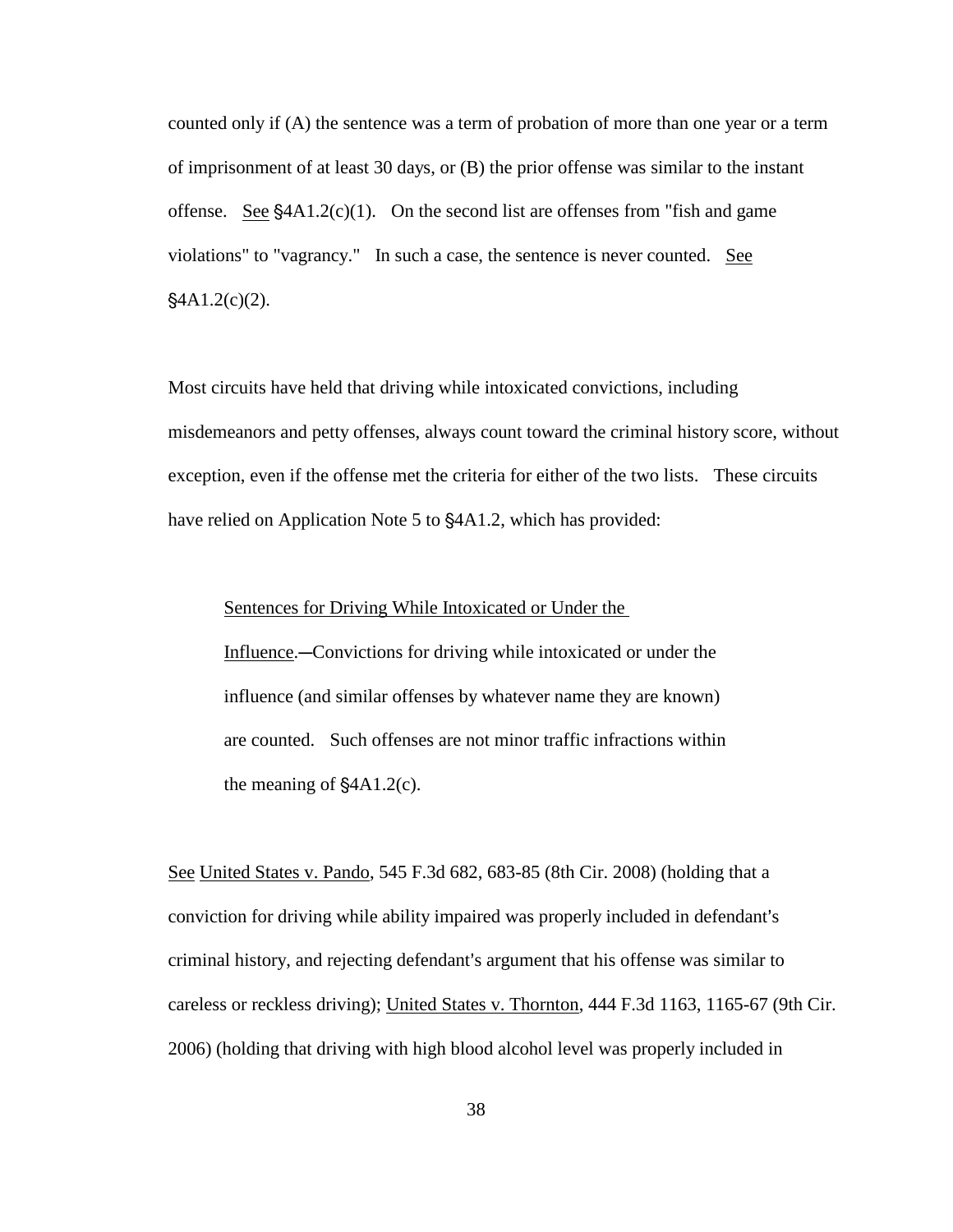counted only if (A) the sentence was a term of probation of more than one year or a term of imprisonment of at least 30 days, or (B) the prior offense was similar to the instant offense. See §4A1.2(c)(1). On the second list are offenses from "fish and game violations" to "vagrancy." In such a case, the sentence is never counted. See §4A1.2(c)(2).

Most circuits have held that driving while intoxicated convictions, including misdemeanors and petty offenses, always count toward the criminal history score, without exception, even if the offense met the criteria for either of the two lists. These circuits have relied on Application Note 5 to §4A1.2, which has provided:

> Sentences for Driving While Intoxicated or Under the Influence.―Convictions for driving while intoxicated or under the influence (and similar offenses by whatever name they are known) are counted. Such offenses are not minor traffic infractions within the meaning of §4A1.2(c).

See United States v. Pando, 545 F.3d 682, 683-85 (8th Cir. 2008) (holding that a conviction for driving while ability impaired was properly included in defendant's criminal history, and rejecting defendant's argument that his offense was similar to careless or reckless driving); United States v. Thornton, 444 F.3d 1163, 1165-67 (9th Cir. 2006) (holding that driving with high blood alcohol level was properly included in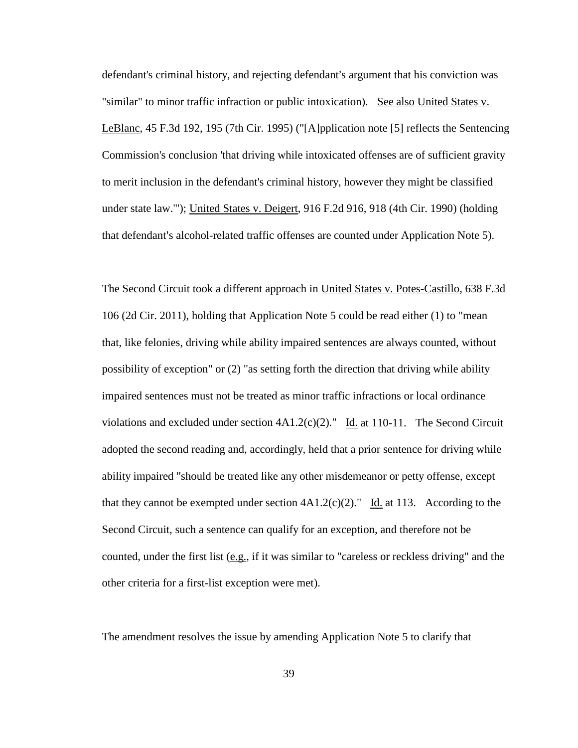defendant's criminal history, and rejecting defendant's argument that his conviction was "similar" to minor traffic infraction or public intoxication). See also United States v. LeBlanc, 45 F.3d 192, 195 (7th Cir. 1995) ("[A]pplication note [5] reflects the Sentencing Commission's conclusion 'that driving while intoxicated offenses are of sufficient gravity to merit inclusion in the defendant's criminal history, however they might be classified under state law.'"); United States v. Deigert, 916 F.2d 916, 918 (4th Cir. 1990) (holding that defendant's alcohol-related traffic offenses are counted under Application Note 5).

The Second Circuit took a different approach in United States v. Potes-Castillo, 638 F.3d 106 (2d Cir. 2011), holding that Application Note 5 could be read either (1) to "mean that, like felonies, driving while ability impaired sentences are always counted, without possibility of exception" or (2) "as setting forth the direction that driving while ability impaired sentences must not be treated as minor traffic infractions or local ordinance violations and excluded under section 4A1.2(c)(2)." Id. at 110-11. The Second Circuit adopted the second reading and, accordingly, held that a prior sentence for driving while ability impaired "should be treated like any other misdemeanor or petty offense, except that they cannot be exempted under section 4A1.2(c)(2)." Id. at 113. According to the Second Circuit, such a sentence can qualify for an exception, and therefore not be counted, under the first list (e.g., if it was similar to "careless or reckless driving" and the other criteria for a first-list exception were met).

The amendment resolves the issue by amending Application Note 5 to clarify that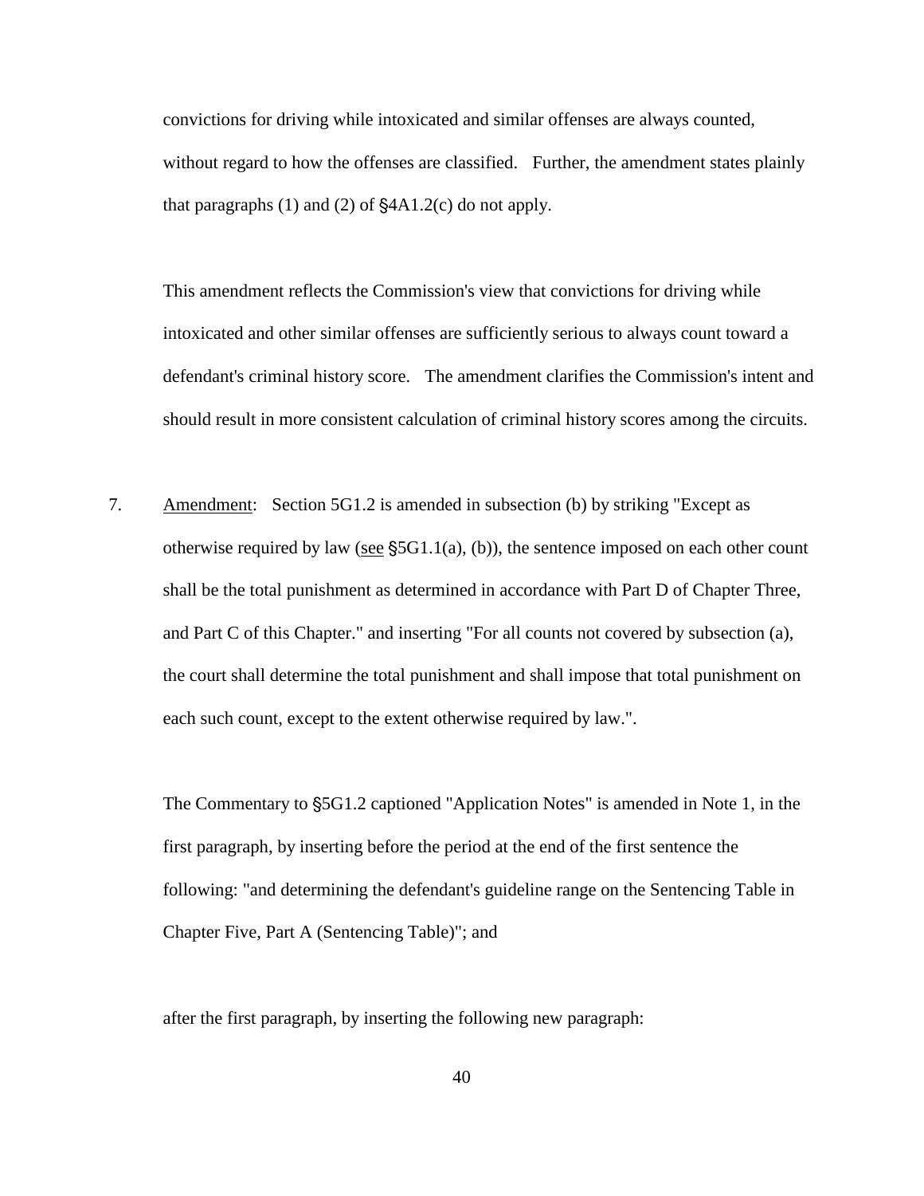convictions for driving while intoxicated and similar offenses are always counted, without regard to how the offenses are classified. Further, the amendment states plainly that paragraphs (1) and (2) of §4A1.2(c) do not apply.

This amendment reflects the Commission's view that convictions for driving while intoxicated and other similar offenses are sufficiently serious to always count toward a defendant's criminal history score. The amendment clarifies the Commission's intent and should result in more consistent calculation of criminal history scores among the circuits.

7. <u>Amendment</u>: Section 5G1.2 is amended in subsection (b) by striking "Except as otherwise required by law (<u>see</u> §5G1.1(a), (b)), the sentence imposed on each other count shall be the total punishment as determined in accordance with Part D of Chapter Three, and Part C of this Chapter." and inserting "For all counts not covered by subsection (a), the court shall determine the total punishment and shall impose that total punishment on each such count, except to the extent otherwise required by law.".

The Commentary to §5G1.2 captioned "Application Notes" is amended in Note 1, in the first paragraph, by inserting before the period at the end of the first sentence the following: "and determining the defendant's guideline range on the Sentencing Table in Chapter Five, Part A (Sentencing Table)"; and

after the first paragraph, by inserting the following new paragraph: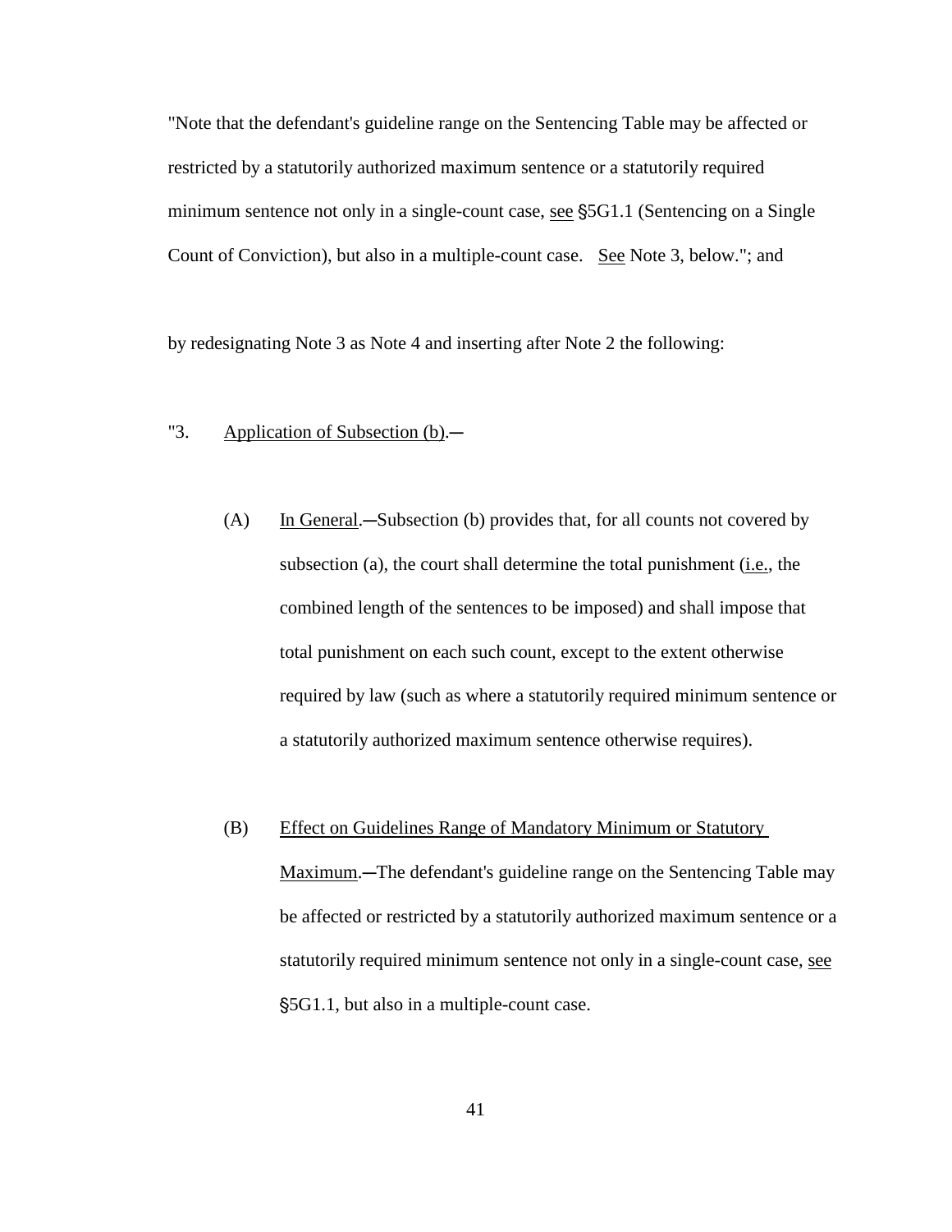"Note that the defendant's guideline range on the Sentencing Table may be affected or restricted by a statutorily authorized maximum sentence or a statutorily required minimum sentence not only in a single-count case, see §5G1.1 (Sentencing on a Single Count of Conviction), but also in a multiple-count case. See Note 3, below."; and

by redesignating Note 3 as Note 4 and inserting after Note 2 the following:

"3. Application of Subsection (b).—

(A) In General.—Subsection (b) provides that, for all counts not covered by subsection (a), the court shall determine the total punishment (i.e., the combined length of the sentences to be imposed) and shall impose that total punishment on each such count, except to the extent otherwise required by law (such as where a statutorily required minimum sentence or a statutorily authorized maximum sentence otherwise requires).

(B) Effect on Guidelines Range of Mandatory Minimum or Statutory Maximum.—The defendant's guideline range on the Sentencing Table may be affected or restricted by a statutorily authorized maximum sentence or a statutorily required minimum sentence not only in a single-count case, see §5G1.1, but also in a multiple-count case.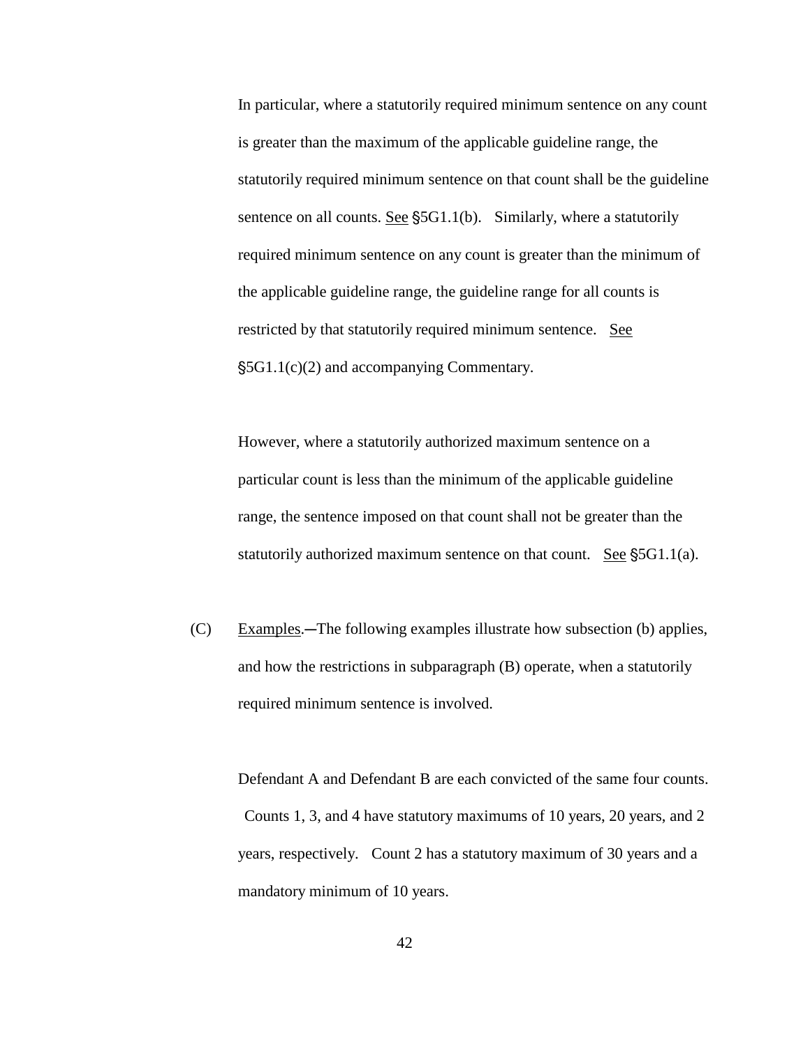In particular, where a statutorily required minimum sentence on any count is greater than the maximum of the applicable guideline range, the statutorily required minimum sentence on that count shall be the guideline sentence on all counts. See §5G1.1(b). Similarly, where a statutorily required minimum sentence on any count is greater than the minimum of the applicable guideline range, the guideline range for all counts is restricted by that statutorily required minimum sentence. See §5G1.1(c)(2) and accompanying Commentary.

However, where a statutorily authorized maximum sentence on a particular count is less than the minimum of the applicable guideline range, the sentence imposed on that count shall not be greater than the statutorily authorized maximum sentence on that count. See §5G1.1(a).

(C) Examples.―The following examples illustrate how subsection (b) applies, and how the restrictions in subparagraph (B) operate, when a statutorily required minimum sentence is involved.

Defendant A and Defendant B are each convicted of the same four counts. Counts 1, 3, and 4 have statutory maximums of 10 years, 20 years, and 2 years, respectively. Count 2 has a statutory maximum of 30 years and a mandatory minimum of 10 years.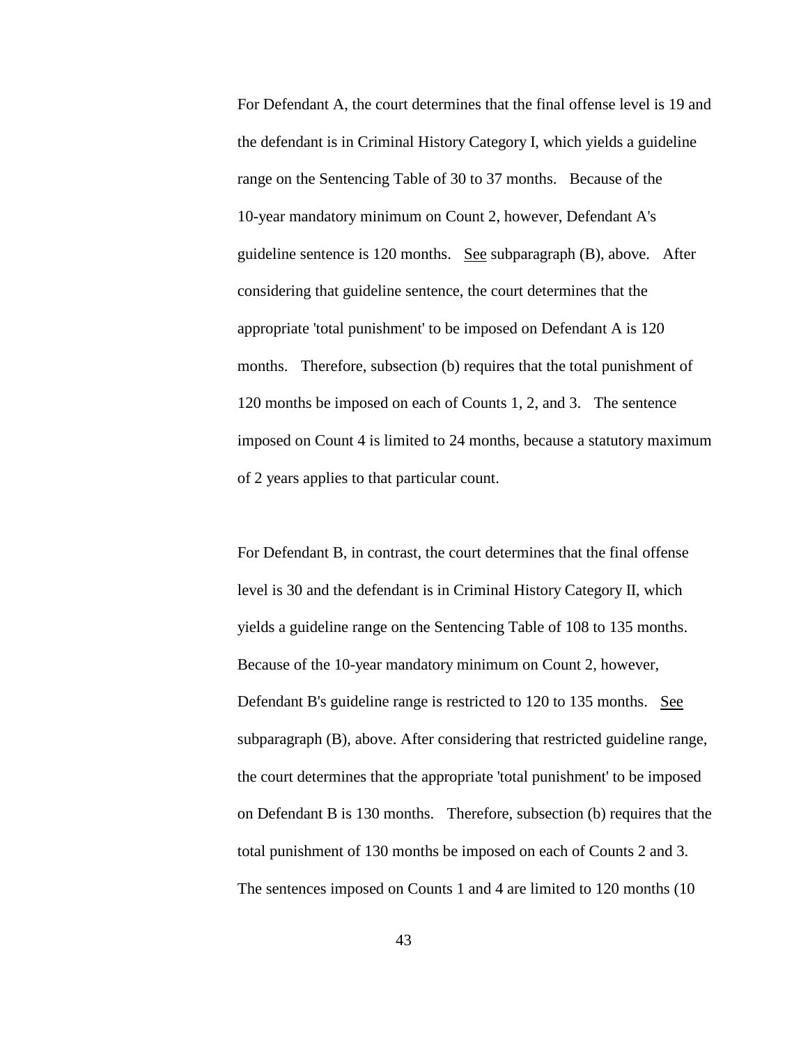For Defendant A, the court determines that the final offense level is 19 and the defendant is in Criminal History Category I, which yields a guideline range on the Sentencing Table of 30 to 37 months. Because of the 10-year mandatory minimum on Count 2, however, Defendant A's guideline sentence is 120 months. See subparagraph (B), above. After considering that guideline sentence, the court determines that the appropriate 'total punishment' to be imposed on Defendant A is 120 months. Therefore, subsection (b) requires that the total punishment of 120 months be imposed on each of Counts 1, 2, and 3. The sentence imposed on Count 4 is limited to 24 months, because a statutory maximum of 2 years applies to that particular count.

For Defendant B, in contrast, the court determines that the final offense level is 30 and the defendant is in Criminal History Category II, which yields a guideline range on the Sentencing Table of 108 to 135 months. Because of the 10-year mandatory minimum on Count 2, however, Defendant B's guideline range is restricted to 120 to 135 months. See subparagraph (B), above. After considering that restricted guideline range, the court determines that the appropriate 'total punishment' to be imposed on Defendant B is 130 months. Therefore, subsection (b) requires that the total punishment of 130 months be imposed on each of Counts 2 and 3. The sentences imposed on Counts 1 and 4 are limited to 120 months (10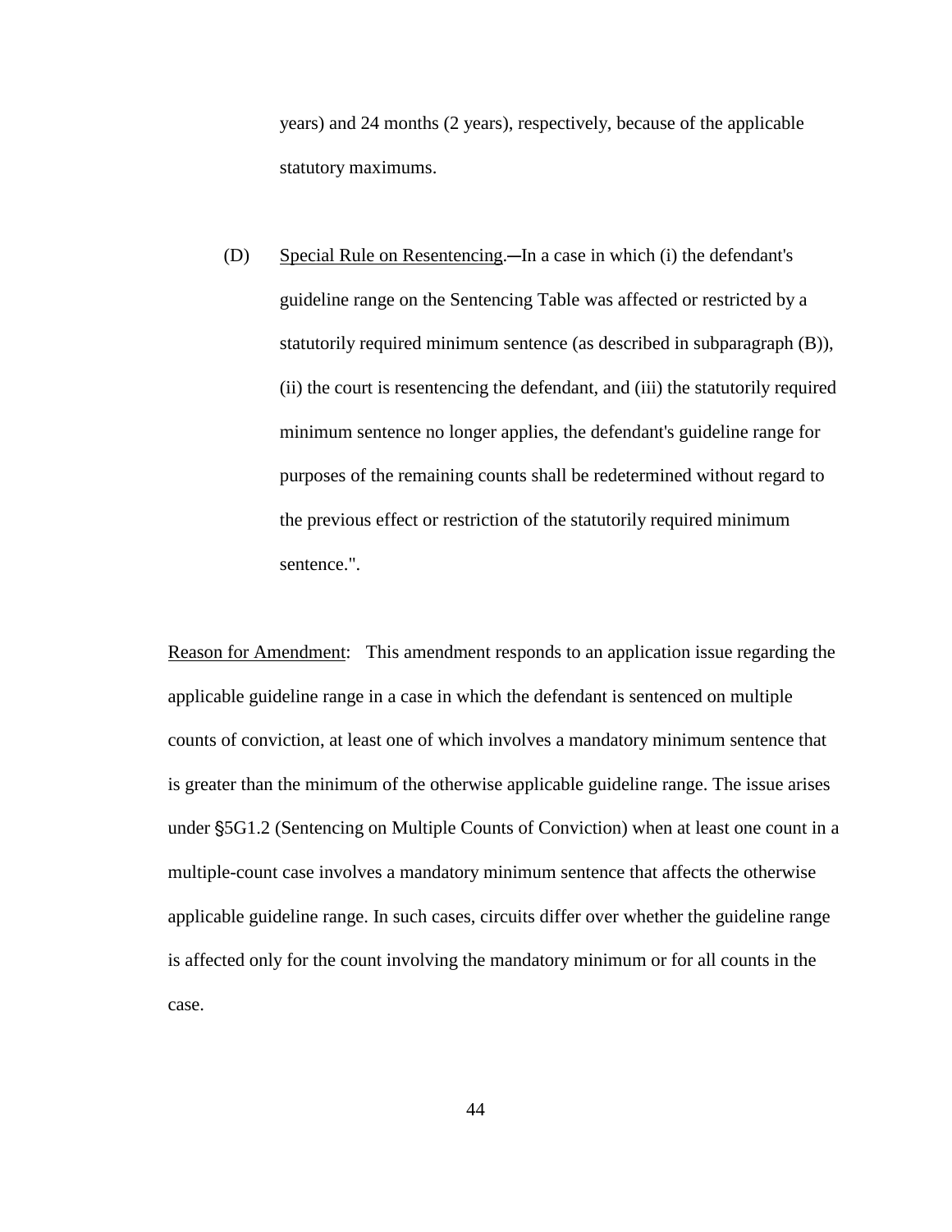years) and 24 months (2 years), respectively, because of the applicable statutory maximums.

(D) Special Rule on Resentencing.―In a case in which (i) the defendant's guideline range on the Sentencing Table was affected or restricted by a statutorily required minimum sentence (as described in subparagraph (B)), (ii) the court is resentencing the defendant, and (iii) the statutorily required minimum sentence no longer applies, the defendant's guideline range for purposes of the remaining counts shall be redetermined without regard to the previous effect or restriction of the statutorily required minimum sentence.".

Reason for Amendment: This amendment responds to an application issue regarding the applicable guideline range in a case in which the defendant is sentenced on multiple counts of conviction, at least one of which involves a mandatory minimum sentence that is greater than the minimum of the otherwise applicable guideline range. The issue arises under §5G1.2 (Sentencing on Multiple Counts of Conviction) when at least one count in a multiple-count case involves a mandatory minimum sentence that affects the otherwise applicable guideline range. In such cases, circuits differ over whether the guideline range is affected only for the count involving the mandatory minimum or for all counts in the case.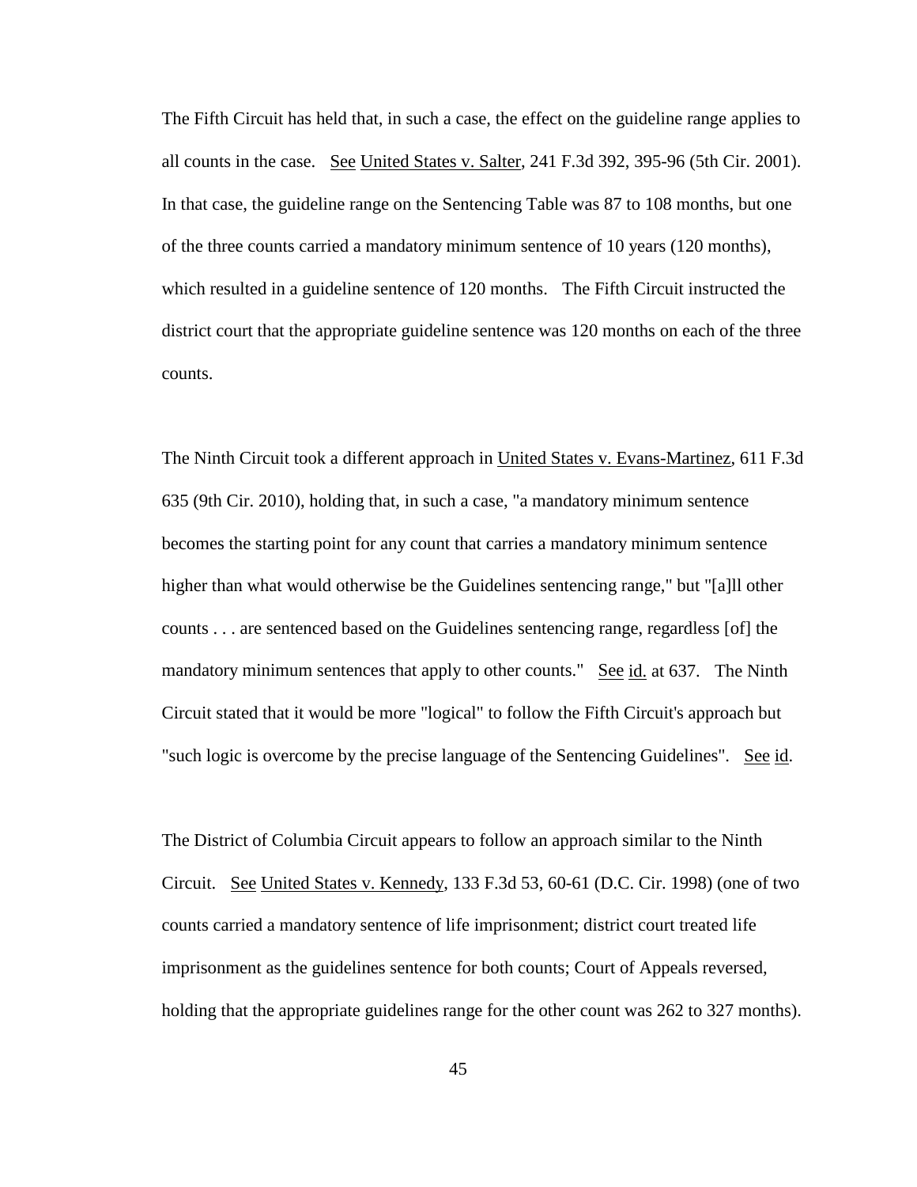The Fifth Circuit has held that, in such a case, the effect on the guideline range applies to all counts in the case. See United States v. Salter, 241 F.3d 392, 395-96 (5th Cir. 2001). In that case, the guideline range on the Sentencing Table was 87 to 108 months, but one of the three counts carried a mandatory minimum sentence of 10 years (120 months), which resulted in a guideline sentence of 120 months. The Fifth Circuit instructed the district court that the appropriate guideline sentence was 120 months on each of the three counts.

The Ninth Circuit took a different approach in United States v. Evans-Martinez, 611 F.3d 635 (9th Cir. 2010), holding that, in such a case, "a mandatory minimum sentence becomes the starting point for any count that carries a mandatory minimum sentence higher than what would otherwise be the Guidelines sentencing range," but "[a]ll other counts . . . are sentenced based on the Guidelines sentencing range, regardless [of] the mandatory minimum sentences that apply to other counts." See id. at 637. The Ninth Circuit stated that it would be more "logical" to follow the Fifth Circuit's approach but "such logic is overcome by the precise language of the Sentencing Guidelines". See id.

The District of Columbia Circuit appears to follow an approach similar to the Ninth Circuit. See United States v. Kennedy, 133 F.3d 53, 60-61 (D.C. Cir. 1998) (one of two counts carried a mandatory sentence of life imprisonment; district court treated life imprisonment as the guidelines sentence for both counts; Court of Appeals reversed, holding that the appropriate guidelines range for the other count was 262 to 327 months).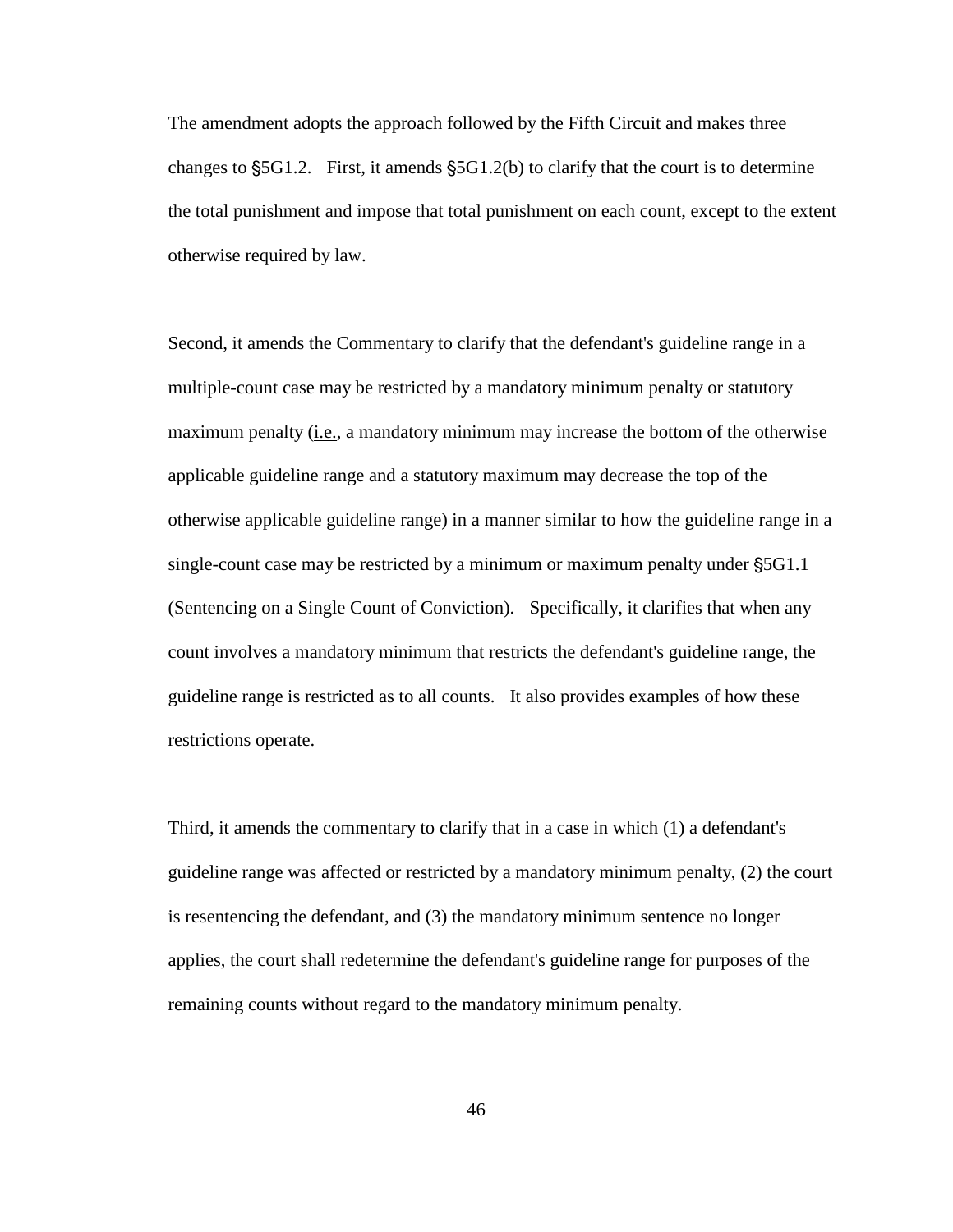The amendment adopts the approach followed by the Fifth Circuit and makes three changes to §5G1.2. First, it amends §5G1.2(b) to clarify that the court is to determine the total punishment and impose that total punishment on each count, except to the extent otherwise required by law.

Second, it amends the Commentary to clarify that the defendant's guideline range in a multiple-count case may be restricted by a mandatory minimum penalty or statutory maximum penalty (i.e., a mandatory minimum may increase the bottom of the otherwise applicable guideline range and a statutory maximum may decrease the top of the otherwise applicable guideline range) in a manner similar to how the guideline range in a single-count case may be restricted by a minimum or maximum penalty under §5G1.1 (Sentencing on a Single Count of Conviction). Specifically, it clarifies that when any count involves a mandatory minimum that restricts the defendant's guideline range, the guideline range is restricted as to all counts. It also provides examples of how these restrictions operate.

Third, it amends the commentary to clarify that in a case in which (1) a defendant's guideline range was affected or restricted by a mandatory minimum penalty, (2) the court is resentencing the defendant, and (3) the mandatory minimum sentence no longer applies, the court shall redetermine the defendant's guideline range for purposes of the remaining counts without regard to the mandatory minimum penalty.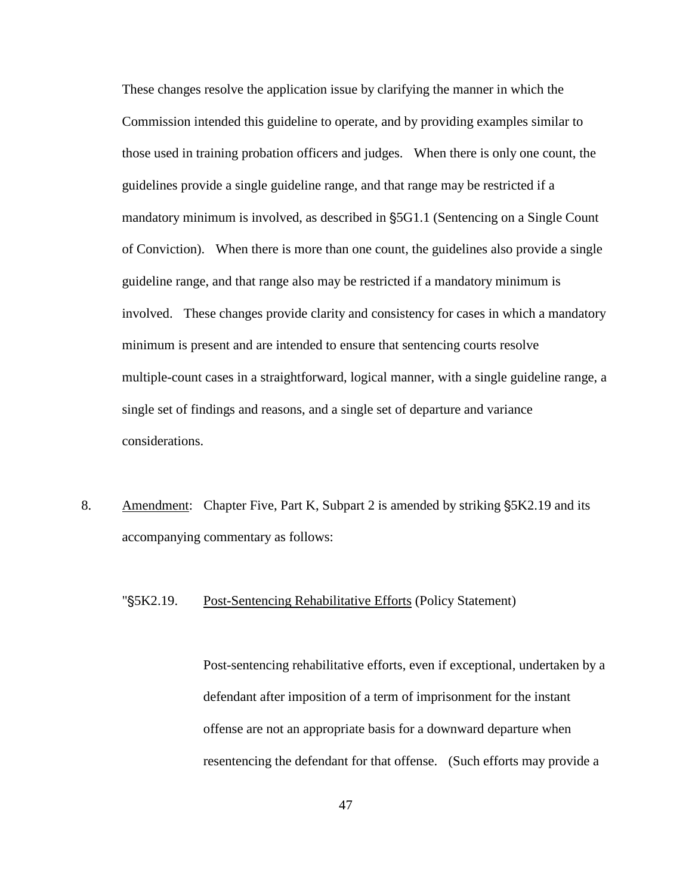These changes resolve the application issue by clarifying the manner in which the Commission intended this guideline to operate, and by providing examples similar to those used in training probation officers and judges. When there is only one count, the guidelines provide a single guideline range, and that range may be restricted if a mandatory minimum is involved, as described in §5G1.1 (Sentencing on a Single Count of Conviction). When there is more than one count, the guidelines also provide a single guideline range, and that range also may be restricted if a mandatory minimum is involved. These changes provide clarity and consistency for cases in which a mandatory minimum is present and are intended to ensure that sentencing courts resolve multiple-count cases in a straightforward, logical manner, with a single guideline range, a single set of findings and reasons, and a single set of departure and variance considerations.

8. Amendment: Chapter Five, Part K, Subpart 2 is amended by striking §5K2.19 and its accompanying commentary as follows:

"§5K2.19. Post-Sentencing Rehabilitative Efforts (Policy Statement)

Post-sentencing rehabilitative efforts, even if exceptional, undertaken by a defendant after imposition of a term of imprisonment for the instant offense are not an appropriate basis for a downward departure when resentencing the defendant for that offense. (Such efforts may provide a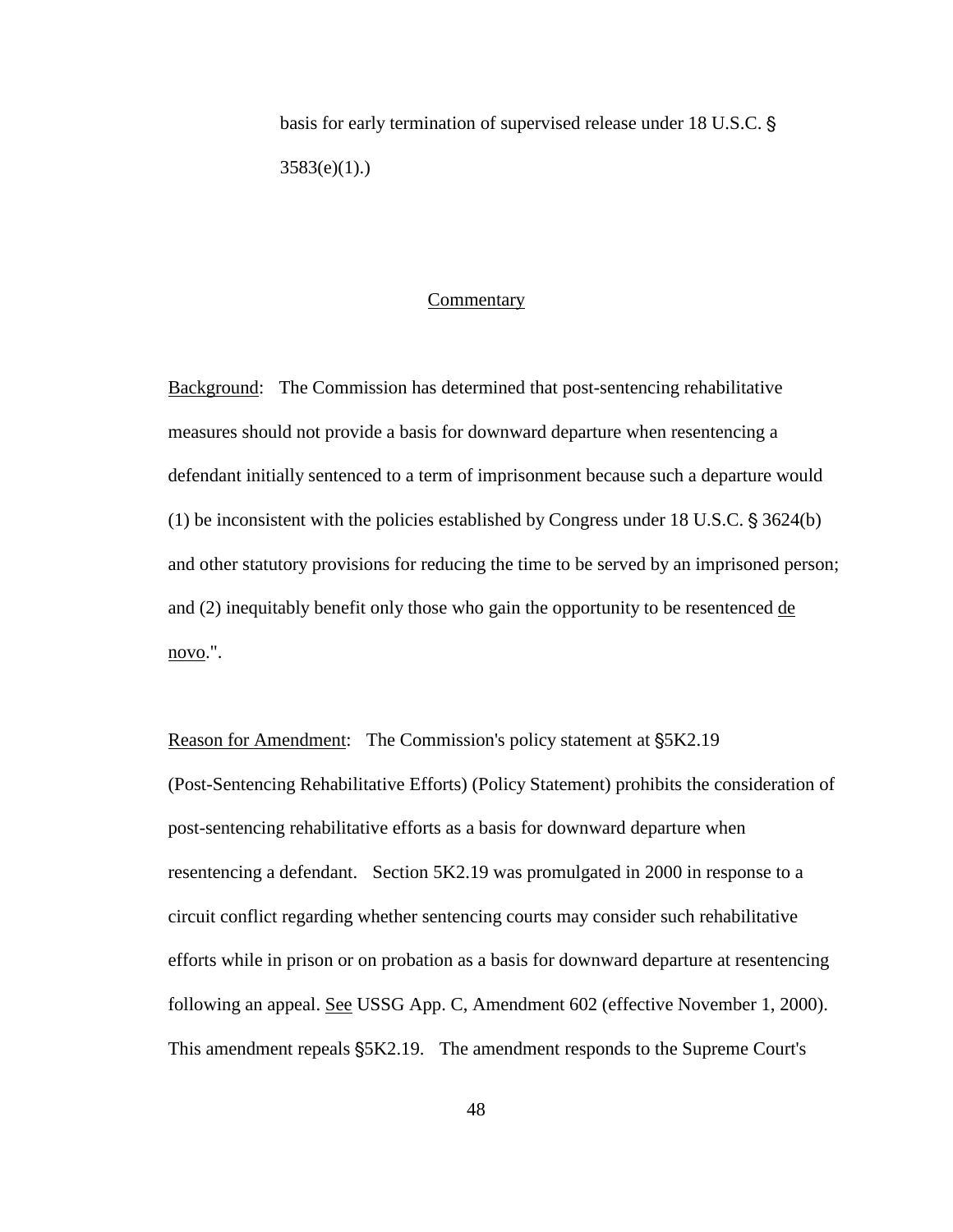basis for early termination of supervised release under 18 U.S.C. § 3583(e)(1).)

Commentary

Background: The Commission has determined that post-sentencing rehabilitative measures should not provide a basis for downward departure when resentencing a defendant initially sentenced to a term of imprisonment because such a departure would (1) be inconsistent with the policies established by Congress under 18 U.S.C. § 3624(b) and other statutory provisions for reducing the time to be served by an imprisoned person; and (2) inequitably benefit only those who gain the opportunity to be resentenced de novo.".

Reason for Amendment: The Commission's policy statement at §5K2.19 (Post-Sentencing Rehabilitative Efforts) (Policy Statement) prohibits the consideration of post-sentencing rehabilitative efforts as a basis for downward departure when resentencing a defendant. Section 5K2.19 was promulgated in 2000 in response to a circuit conflict regarding whether sentencing courts may consider such rehabilitative efforts while in prison or on probation as a basis for downward departure at resentencing following an appeal. See USSG App. C, Amendment 602 (effective November 1, 2000). This amendment repeals §5K2.19. The amendment responds to the Supreme Court's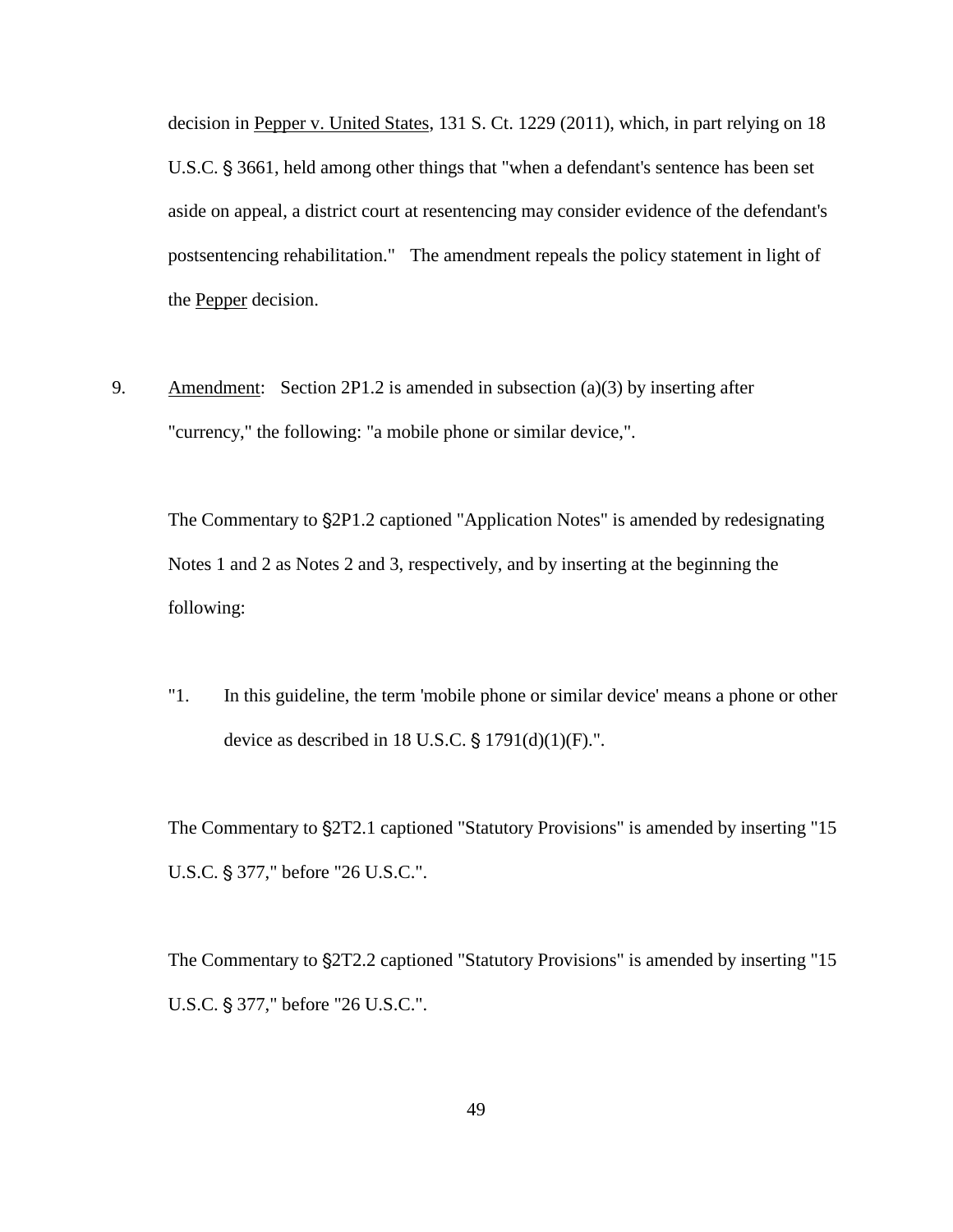decision in Pepper v. United States, 131 S. Ct. 1229 (2011), which, in part relying on 18 U.S.C. § 3661, held among other things that "when a defendant's sentence has been set aside on appeal, a district court at resentencing may consider evidence of the defendant's postsentencing rehabilitation." The amendment repeals the policy statement in light of the Pepper decision.

9. Amendment: Section 2P1.2 is amended in subsection (a)(3) by inserting after "currency," the following: "a mobile phone or similar device,".

The Commentary to §2P1.2 captioned "Application Notes" is amended by redesignating Notes 1 and 2 as Notes 2 and 3, respectively, and by inserting at the beginning the following:

"1. In this guideline, the term 'mobile phone or similar device' means a phone or other device as described in 18 U.S.C. § 1791(d)(1)(F).".

The Commentary to §2T2.1 captioned "Statutory Provisions" is amended by inserting "15 U.S.C. § 377," before "26 U.S.C.".

The Commentary to §2T2.2 captioned "Statutory Provisions" is amended by inserting "15 U.S.C. § 377," before "26 U.S.C.".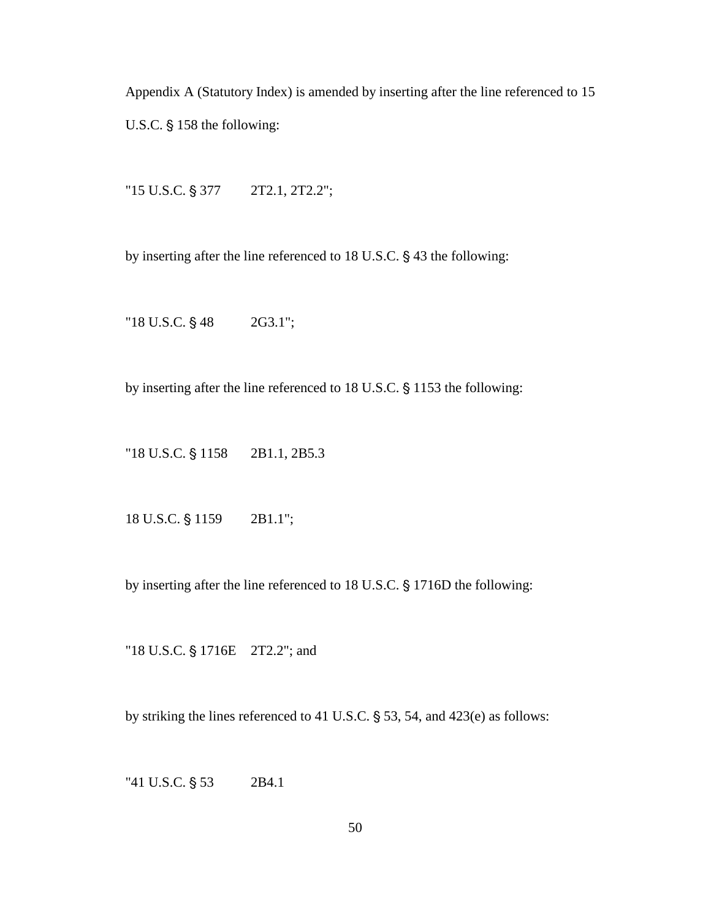Appendix A (Statutory Index) is amended by inserting after the line referenced to 15 U.S.C. § 158 the following:

"15 U.S.C. § 377 2T2.1, 2T2.2";

by inserting after the line referenced to 18 U.S.C. § 43 the following:

"18 U.S.C. § 48 2G3.1";

by inserting after the line referenced to 18 U.S.C. § 1153 the following:

"18 U.S.C. § 1158 2B1.1, 2B5.3

18 U.S.C. § 1159 2B1.1";

by inserting after the line referenced to 18 U.S.C. § 1716D the following:

"18 U.S.C. § 1716E 2T2.2"; and

by striking the lines referenced to 41 U.S.C. § 53, 54, and 423(e) as follows:

"41 U.S.C. § 53 2B4.1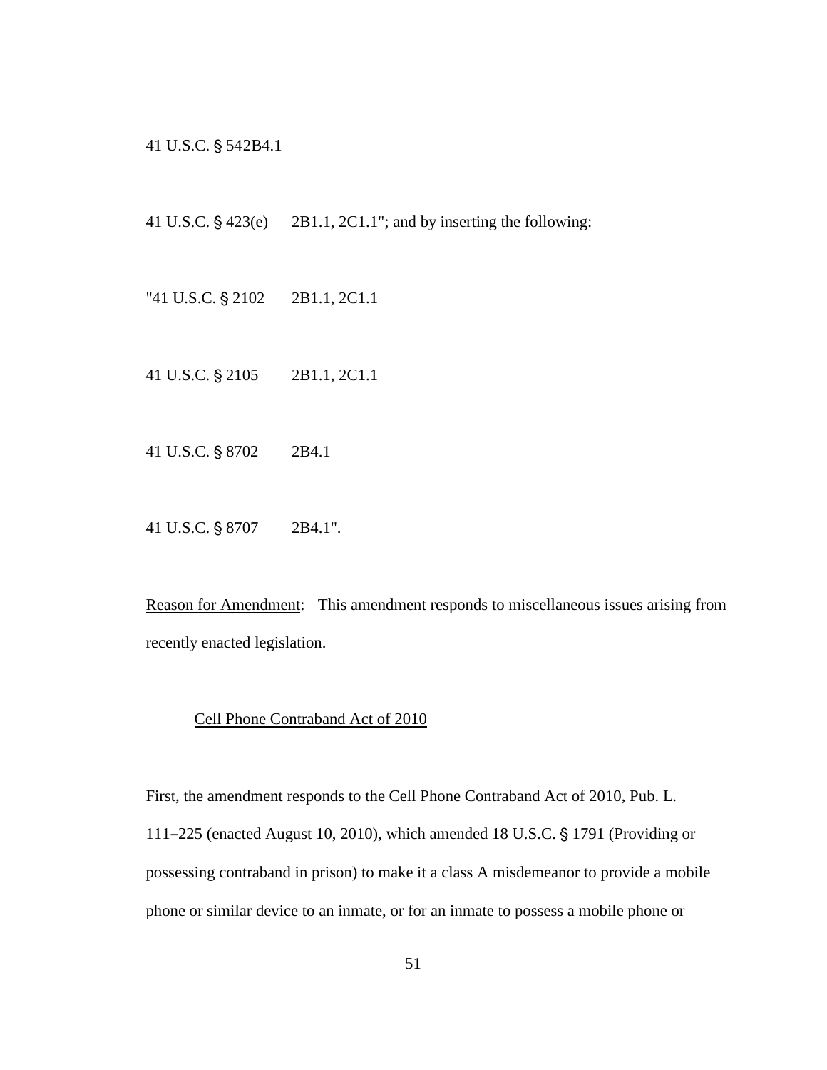41 U.S.C. § 542B4.1

41 U.S.C. § 423(e)    2B1.1, 2C1.1"; and by inserting the following:

"41 U.S.C. § 2102    2B1.1, 2C1.1

41 U.S.C. § 2105    2B1.1, 2C1.1

41 U.S.C. § 8702    2B4.1

41 U.S.C. § 8707    2B4.1".

Reason for Amendment: This amendment responds to miscellaneous issues arising from recently enacted legislation.

Cell Phone Contraband Act of 2010

First, the amendment responds to the Cell Phone Contraband Act of 2010, Pub. L. 111–225 (enacted August 10, 2010), which amended 18 U.S.C. § 1791 (Providing or possessing contraband in prison) to make it a class A misdemeanor to provide a mobile phone or similar device to an inmate, or for an inmate to possess a mobile phone or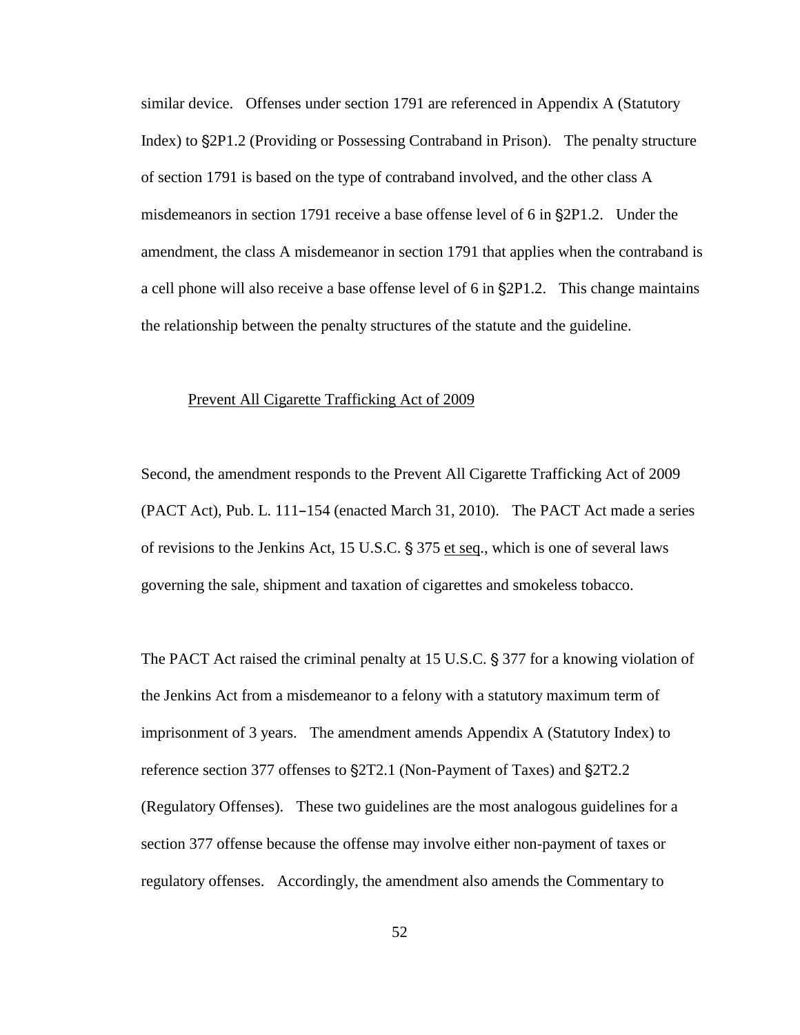similar device. Offenses under section 1791 are referenced in Appendix A (Statutory Index) to §2P1.2 (Providing or Possessing Contraband in Prison). The penalty structure of section 1791 is based on the type of contraband involved, and the other class A misdemeanors in section 1791 receive a base offense level of 6 in §2P1.2. Under the amendment, the class A misdemeanor in section 1791 that applies when the contraband is a cell phone will also receive a base offense level of 6 in §2P1.2. This change maintains the relationship between the penalty structures of the statute and the guideline.

Prevent All Cigarette Trafficking Act of 2009

Second, the amendment responds to the Prevent All Cigarette Trafficking Act of 2009 (PACT Act), Pub. L. 111–154 (enacted March 31, 2010). The PACT Act made a series of revisions to the Jenkins Act, 15 U.S.C. § 375 et seq., which is one of several laws governing the sale, shipment and taxation of cigarettes and smokeless tobacco.

The PACT Act raised the criminal penalty at 15 U.S.C. § 377 for a knowing violation of the Jenkins Act from a misdemeanor to a felony with a statutory maximum term of imprisonment of 3 years. The amendment amends Appendix A (Statutory Index) to reference section 377 offenses to §2T2.1 (Non-Payment of Taxes) and §2T2.2 (Regulatory Offenses). These two guidelines are the most analogous guidelines for a section 377 offense because the offense may involve either non-payment of taxes or regulatory offenses. Accordingly, the amendment also amends the Commentary to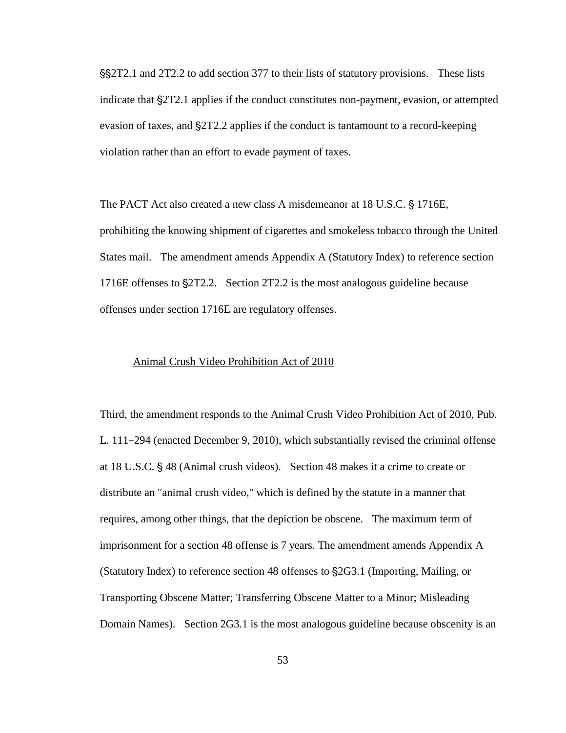§§2T2.1 and 2T2.2 to add section 377 to their lists of statutory provisions. These lists indicate that §2T2.1 applies if the conduct constitutes non-payment, evasion, or attempted evasion of taxes, and §2T2.2 applies if the conduct is tantamount to a record-keeping violation rather than an effort to evade payment of taxes.

The PACT Act also created a new class A misdemeanor at 18 U.S.C. § 1716E, prohibiting the knowing shipment of cigarettes and smokeless tobacco through the United States mail. The amendment amends Appendix A (Statutory Index) to reference section 1716E offenses to §2T2.2. Section 2T2.2 is the most analogous guideline because offenses under section 1716E are regulatory offenses.

Animal Crush Video Prohibition Act of 2010

Third, the amendment responds to the Animal Crush Video Prohibition Act of 2010, Pub. L. 111–294 (enacted December 9, 2010), which substantially revised the criminal offense at 18 U.S.C. § 48 (Animal crush videos). Section 48 makes it a crime to create or distribute an "animal crush video," which is defined by the statute in a manner that requires, among other things, that the depiction be obscene. The maximum term of imprisonment for a section 48 offense is 7 years. The amendment amends Appendix A (Statutory Index) to reference section 48 offenses to §2G3.1 (Importing, Mailing, or Transporting Obscene Matter; Transferring Obscene Matter to a Minor; Misleading Domain Names). Section 2G3.1 is the most analogous guideline because obscenity is an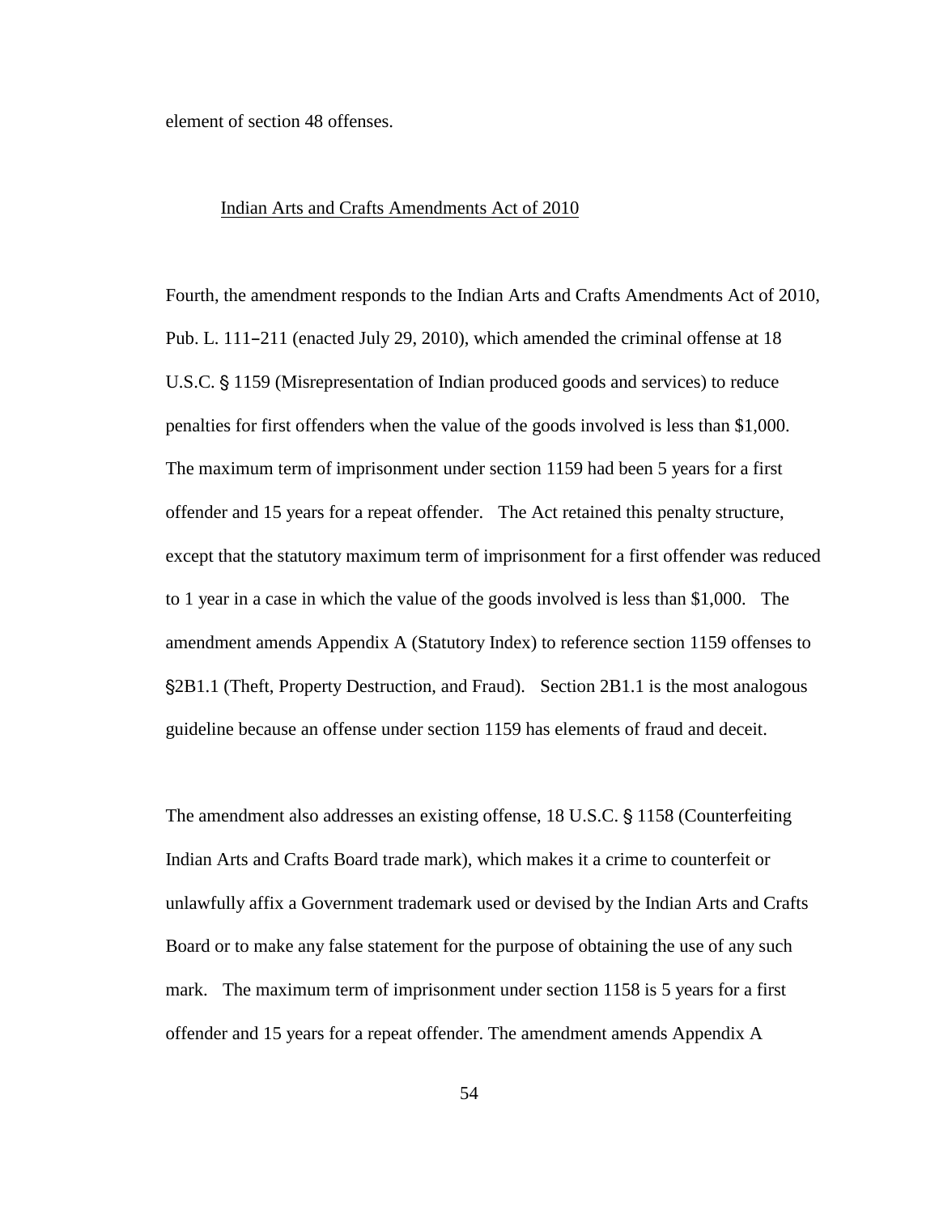element of section 48 offenses.

Indian Arts and Crafts Amendments Act of 2010

Fourth, the amendment responds to the Indian Arts and Crafts Amendments Act of 2010, Pub. L. 111–211 (enacted July 29, 2010), which amended the criminal offense at 18 U.S.C. § 1159 (Misrepresentation of Indian produced goods and services) to reduce penalties for first offenders when the value of the goods involved is less than $1,000. The maximum term of imprisonment under section 1159 had been 5 years for a first offender and 15 years for a repeat offender. The Act retained this penalty structure, except that the statutory maximum term of imprisonment for a first offender was reduced to 1 year in a case in which the value of the goods involved is less than $1,000. The amendment amends Appendix A (Statutory Index) to reference section 1159 offenses to §2B1.1 (Theft, Property Destruction, and Fraud). Section 2B1.1 is the most analogous guideline because an offense under section 1159 has elements of fraud and deceit.

The amendment also addresses an existing offense, 18 U.S.C. § 1158 (Counterfeiting Indian Arts and Crafts Board trade mark), which makes it a crime to counterfeit or unlawfully affix a Government trademark used or devised by the Indian Arts and Crafts Board or to make any false statement for the purpose of obtaining the use of any such mark. The maximum term of imprisonment under section 1158 is 5 years for a first offender and 15 years for a repeat offender. The amendment amends Appendix A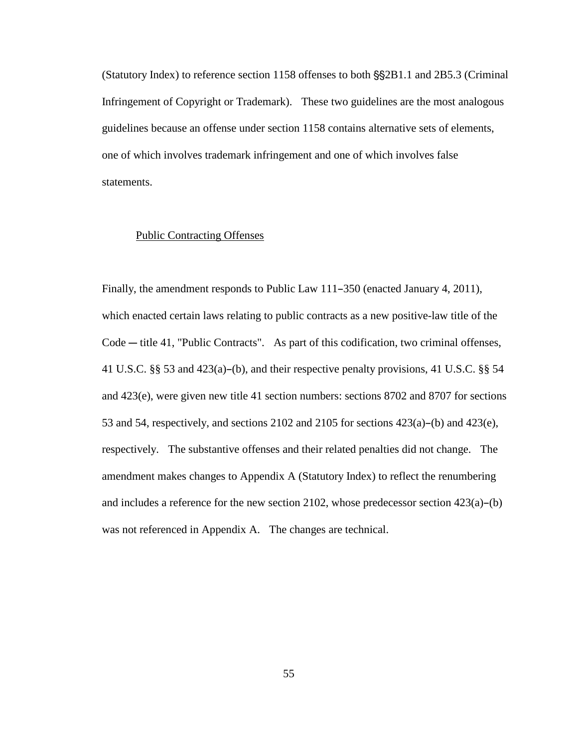(Statutory Index) to reference section 1158 offenses to both §§2B1.1 and 2B5.3 (Criminal Infringement of Copyright or Trademark). These two guidelines are the most analogous guidelines because an offense under section 1158 contains alternative sets of elements, one of which involves trademark infringement and one of which involves false statements.

Public Contracting Offenses

Finally, the amendment responds to Public Law 111–350 (enacted January 4, 2011), which enacted certain laws relating to public contracts as a new positive-law title of the Code ― title 41, "Public Contracts". As part of this codification, two criminal offenses, 41 U.S.C. §§ 53 and 423(a)–(b), and their respective penalty provisions, 41 U.S.C. §§ 54 and 423(e), were given new title 41 section numbers: sections 8702 and 8707 for sections 53 and 54, respectively, and sections 2102 and 2105 for sections 423(a)–(b) and 423(e), respectively. The substantive offenses and their related penalties did not change. The amendment makes changes to Appendix A (Statutory Index) to reflect the renumbering and includes a reference for the new section 2102, whose predecessor section 423(a)–(b) was not referenced in Appendix A. The changes are technical.